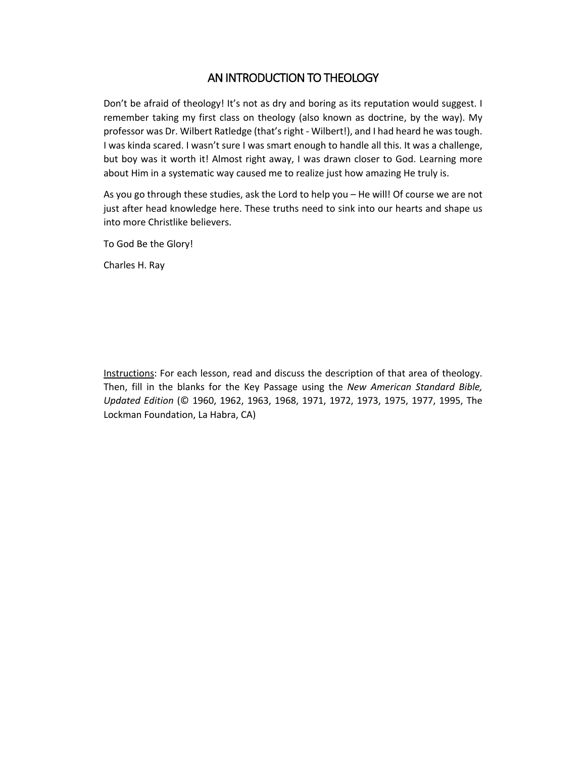# AN INTRODUCTION TO THEOLOGY

Don't be afraid of theology! It's not as dry and boring as its reputation would suggest. I remember taking my first class on theology (also known as doctrine, by the way). My professor was Dr. Wilbert Ratledge (that's right - Wilbert!), and I had heard he was tough. I was kinda scared. I wasn't sure I was smart enough to handle all this. It was a challenge, but boy was it worth it! Almost right away, I was drawn closer to God. Learning more about Him in a systematic way caused me to realize just how amazing He truly is.

As you go through these studies, ask the Lord to help you – He will! Of course we are not just after head knowledge here. These truths need to sink into our hearts and shape us into more Christlike believers.

To God Be the Glory!

Charles H. Ray

Instructions: For each lesson, read and discuss the description of that area of theology. Then, fill in the blanks for the Key Passage using the *New American Standard Bible, Updated Edition* (© 1960, 1962, 1963, 1968, 1971, 1972, 1973, 1975, 1977, 1995, The Lockman Foundation, La Habra, CA)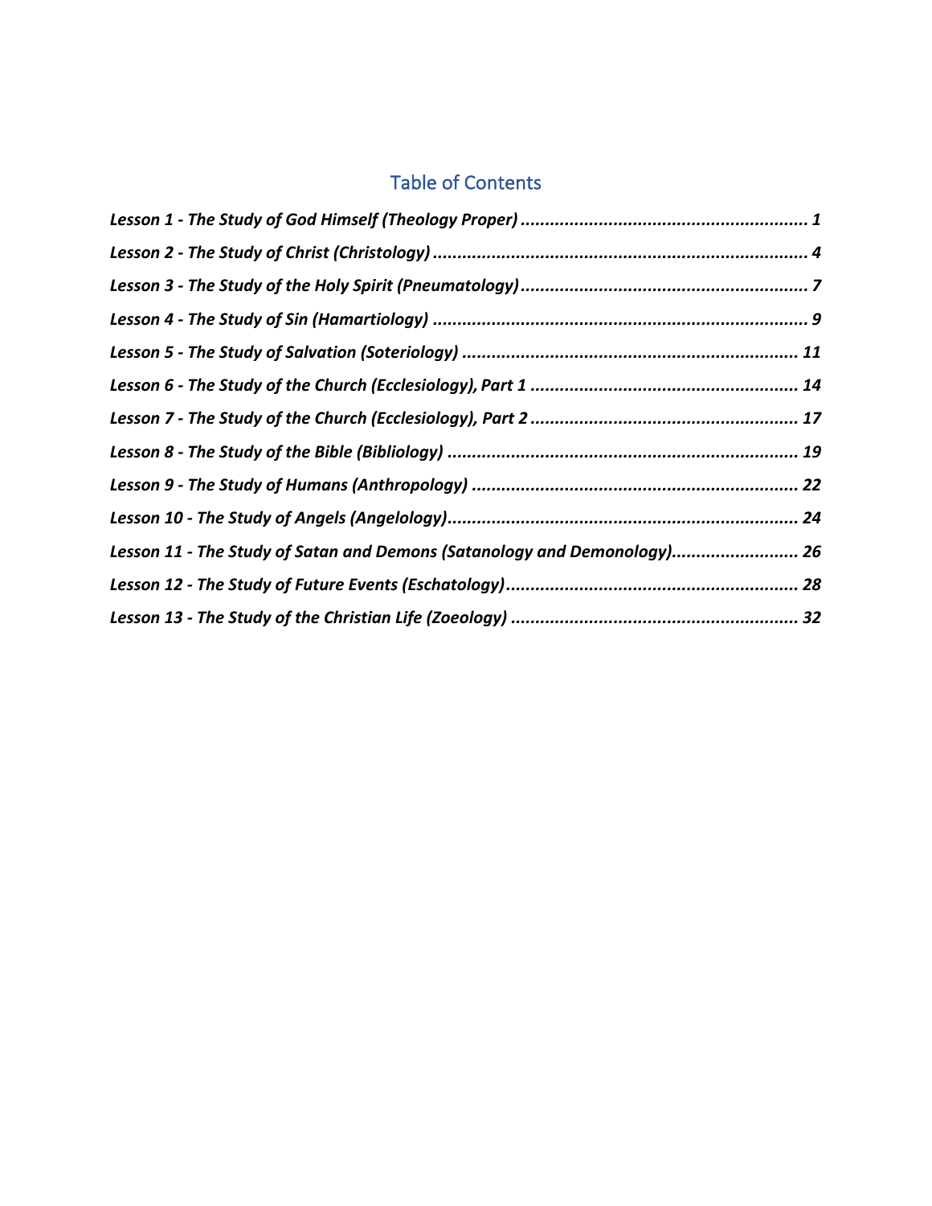## Table of Contents

*Lesson 1 - The Study of God Himself (Theology Proper)* .......... *1*

*Lesson 2 - The Study of Christ (Christology)* .......... *4*

*Lesson 3 - The Study of the Holy Spirit (Pneumatology)* .......... *7*

*Lesson 4 - The Study of Sin (Hamartiology)* .......... *9*

*Lesson 5 - The Study of Salvation (Soteriology)* .......... *11*

*Lesson 6 - The Study of the Church (Ecclesiology), Part 1* .......... *14*

*Lesson 7 - The Study of the Church (Ecclesiology), Part 2* .......... *17*

*Lesson 8 - The Study of the Bible (Bibliology)* .......... *19*

*Lesson 9 - The Study of Humans (Anthropology)* .......... *22*

*Lesson 10 - The Study of Angels (Angelology)* .......... *24*

*Lesson 11 - The Study of Satan and Demons (Satanology and Demonology)* .......... *26*

*Lesson 12 - The Study of Future Events (Eschatology)* .......... *28*

*Lesson 13 - The Study of the Christian Life (Zoeology)* .......... *32*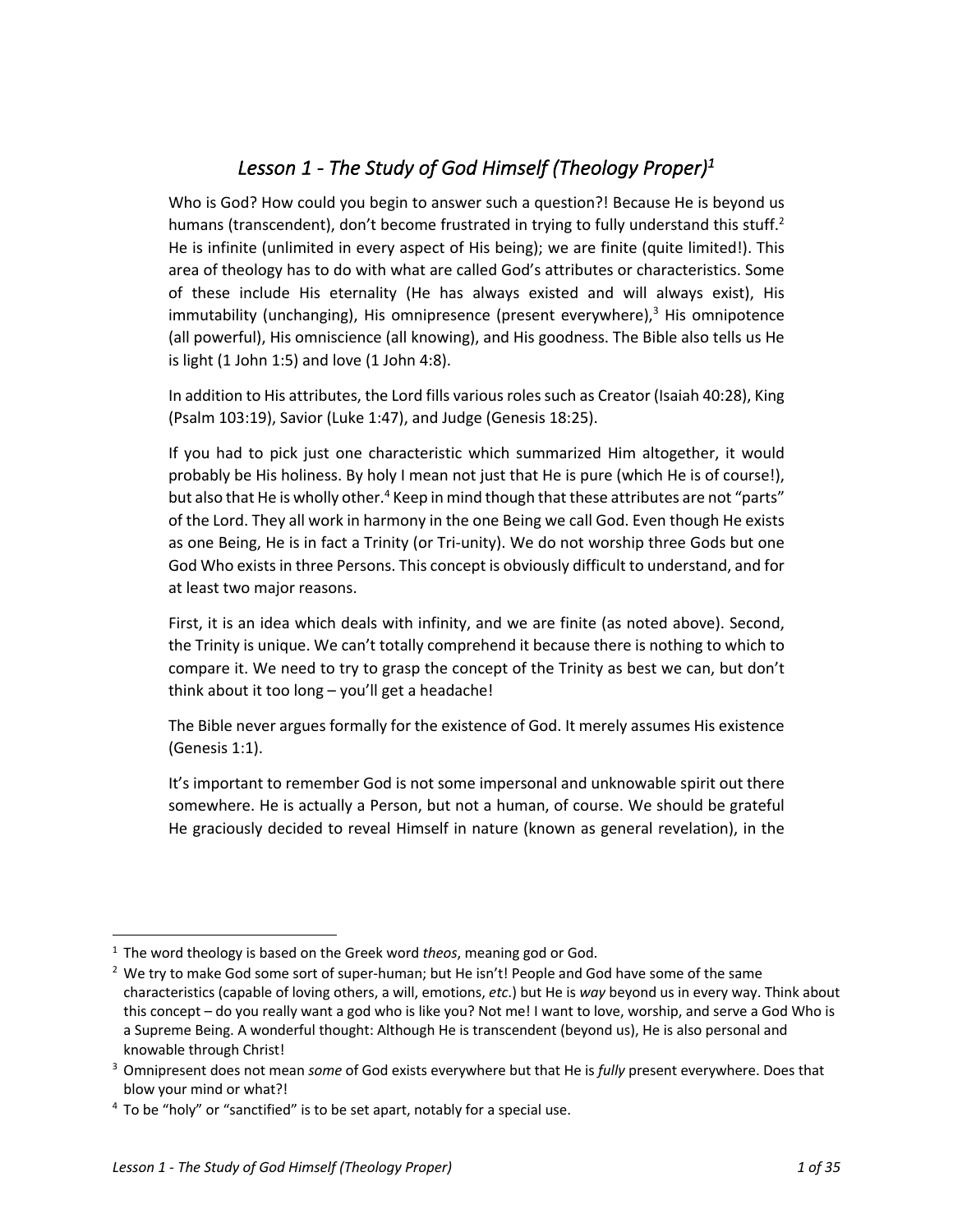# *Lesson 1 - The Study of God Himself (Theology Proper)*[1]

Who is God? How could you begin to answer such a question?! Because He is beyond us humans (transcendent), don't become frustrated in trying to fully understand this stuff.[2] He is infinite (unlimited in every aspect of His being); we are finite (quite limited!). This area of theology has to do with what are called God's attributes or characteristics. Some of these include His eternality (He has always existed and will always exist), His immutability (unchanging), His omnipresence (present everywhere),[3] His omnipotence (all powerful), His omniscience (all knowing), and His goodness. The Bible also tells us He is light (1 John 1:5) and love (1 John 4:8).

In addition to His attributes, the Lord fills various roles such as Creator (Isaiah 40:28), King (Psalm 103:19), Savior (Luke 1:47), and Judge (Genesis 18:25).

If you had to pick just one characteristic which summarized Him altogether, it would probably be His holiness. By holy I mean not just that He is pure (which He is of course!), but also that He is wholly other.[4] Keep in mind though that these attributes are not "parts" of the Lord. They all work in harmony in the one Being we call God. Even though He exists as one Being, He is in fact a Trinity (or Tri-unity). We do not worship three Gods but one God Who exists in three Persons. This concept is obviously difficult to understand, and for at least two major reasons.

First, it is an idea which deals with infinity, and we are finite (as noted above). Second, the Trinity is unique. We can't totally comprehend it because there is nothing to which to compare it. We need to try to grasp the concept of the Trinity as best we can, but don't think about it too long – you'll get a headache!

The Bible never argues formally for the existence of God. It merely assumes His existence (Genesis 1:1).

It's important to remember God is not some impersonal and unknowable spirit out there somewhere. He is actually a Person, but not a human, of course. We should be grateful He graciously decided to reveal Himself in nature (known as general revelation), in the

---

[1] The word theology is based on the Greek word *theos*, meaning god or God.

[2] We try to make God some sort of super-human; but He isn't! People and God have some of the same characteristics (capable of loving others, a will, emotions, *etc.*) but He is *way* beyond us in every way. Think about this concept – do you really want a god who is like you? Not me! I want to love, worship, and serve a God Who is a Supreme Being. A wonderful thought: Although He is transcendent (beyond us), He is also personal and knowable through Christ!

[3] Omnipresent does not mean *some* of God exists everywhere but that He is *fully* present everywhere. Does that blow your mind or what?!

[4] To be "holy" or "sanctified" is to be set apart, notably for a special use.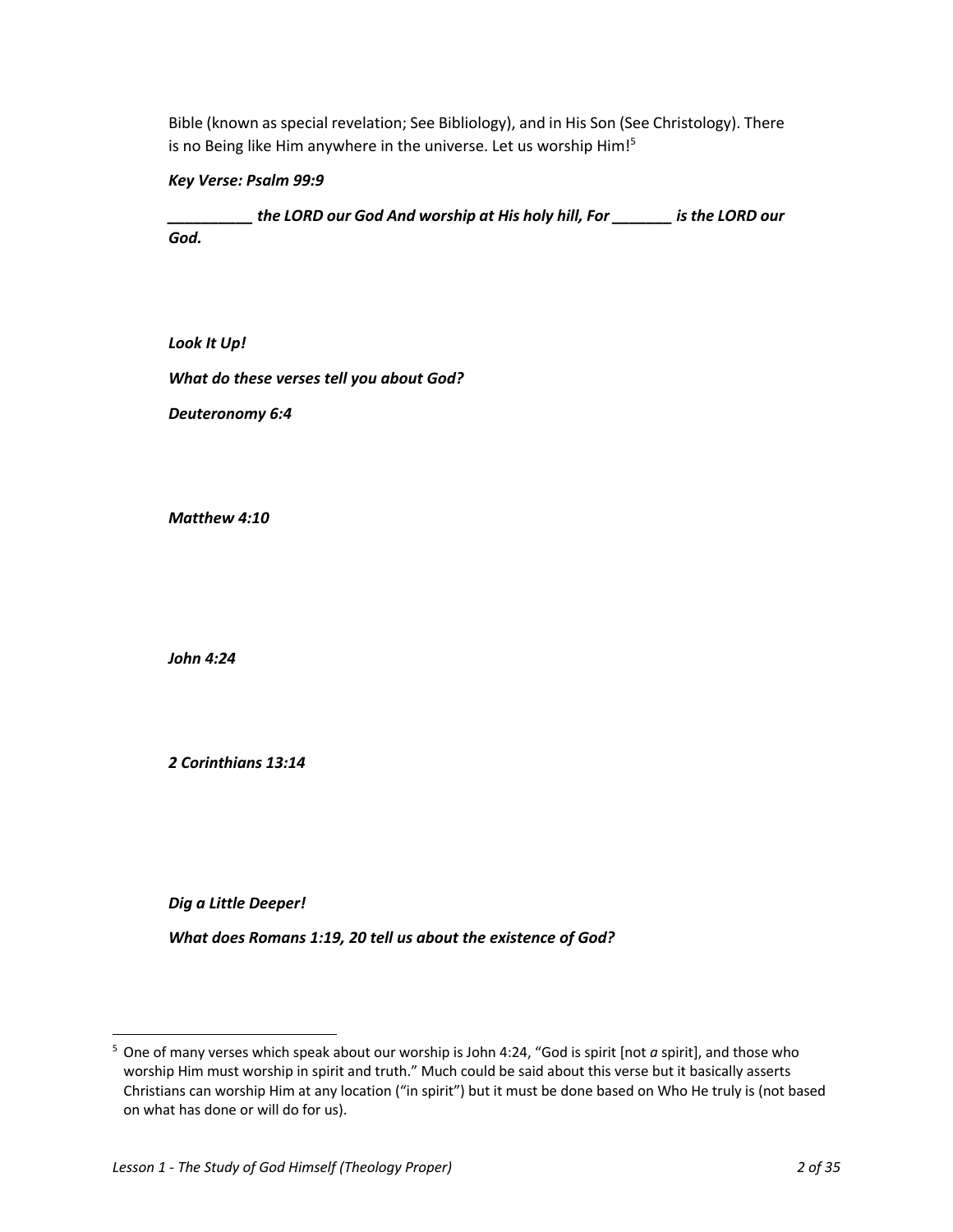Bible (known as special revelation; See Bibliology), and in His Son (See Christology). There is no Being like Him anywhere in the universe. Let us worship Him![5]

***Key Verse: Psalm 99:9***

***__________ the LORD our God And worship at His holy hill, For _______ is the LORD our God.***

***Look It Up!***

***What do these verses tell you about God?***

***Deuteronomy 6:4***

***Matthew 4:10***

***John 4:24***

***2 Corinthians 13:14***

***Dig a Little Deeper!***

***What does Romans 1:19, 20 tell us about the existence of God?***

---

[5] One of many verses which speak about our worship is John 4:24, "God is spirit [not *a* spirit], and those who worship Him must worship in spirit and truth." Much could be said about this verse but it basically asserts Christians can worship Him at any location ("in spirit") but it must be done based on Who He truly is (not based on what has done or will do for us).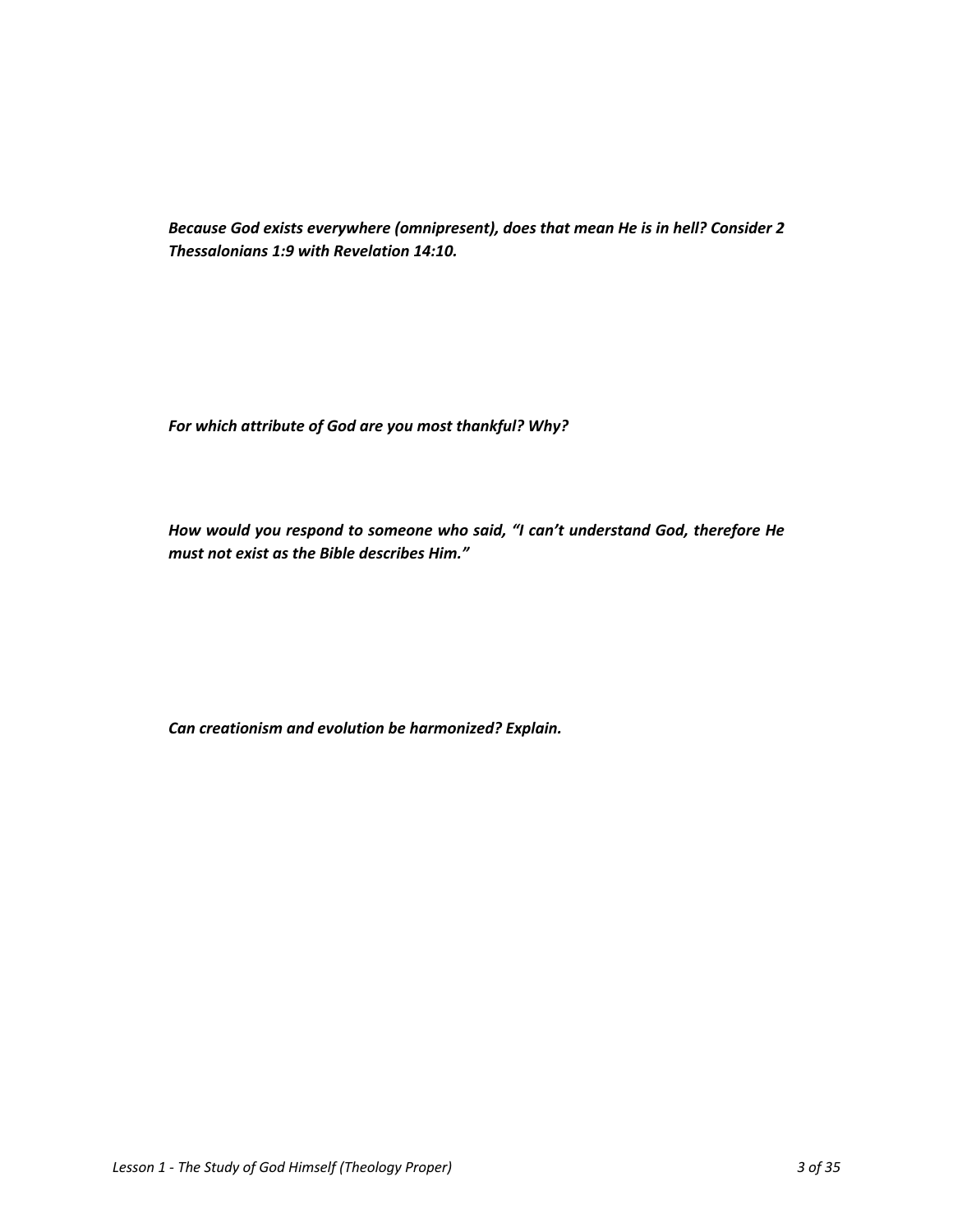***Because God exists everywhere (omnipresent), does that mean He is in hell? Consider 2 Thessalonians 1:9 with Revelation 14:10.***

***For which attribute of God are you most thankful? Why?***

***How would you respond to someone who said, "I can't understand God, therefore He must not exist as the Bible describes Him."***

***Can creationism and evolution be harmonized? Explain.***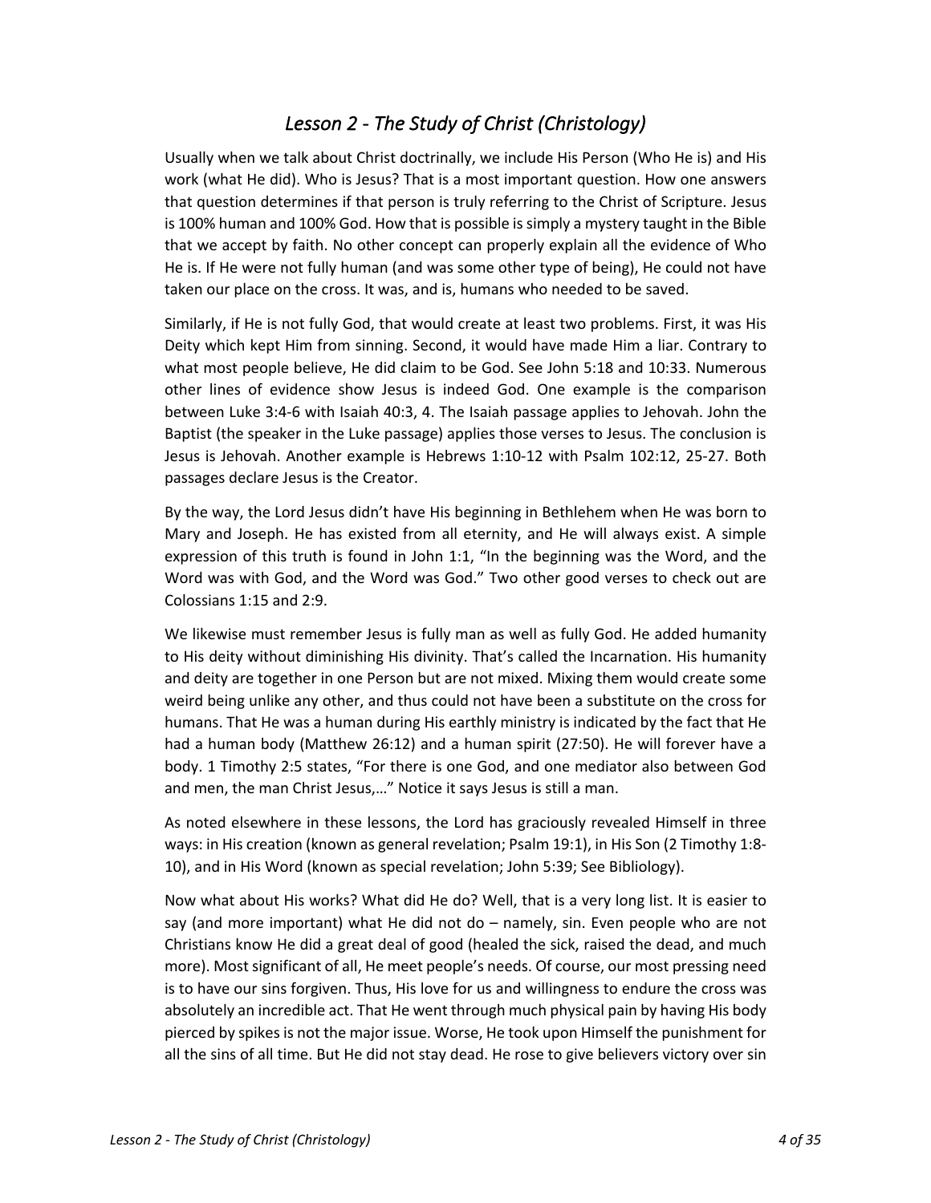# *Lesson 2 - The Study of Christ (Christology)*

Usually when we talk about Christ doctrinally, we include His Person (Who He is) and His work (what He did). Who is Jesus? That is a most important question. How one answers that question determines if that person is truly referring to the Christ of Scripture. Jesus is 100% human and 100% God. How that is possible is simply a mystery taught in the Bible that we accept by faith. No other concept can properly explain all the evidence of Who He is. If He were not fully human (and was some other type of being), He could not have taken our place on the cross. It was, and is, humans who needed to be saved.

Similarly, if He is not fully God, that would create at least two problems. First, it was His Deity which kept Him from sinning. Second, it would have made Him a liar. Contrary to what most people believe, He did claim to be God. See John 5:18 and 10:33. Numerous other lines of evidence show Jesus is indeed God. One example is the comparison between Luke 3:4-6 with Isaiah 40:3, 4. The Isaiah passage applies to Jehovah. John the Baptist (the speaker in the Luke passage) applies those verses to Jesus. The conclusion is Jesus is Jehovah. Another example is Hebrews 1:10-12 with Psalm 102:12, 25-27. Both passages declare Jesus is the Creator.

By the way, the Lord Jesus didn't have His beginning in Bethlehem when He was born to Mary and Joseph. He has existed from all eternity, and He will always exist. A simple expression of this truth is found in John 1:1, "In the beginning was the Word, and the Word was with God, and the Word was God." Two other good verses to check out are Colossians 1:15 and 2:9.

We likewise must remember Jesus is fully man as well as fully God. He added humanity to His deity without diminishing His divinity. That's called the Incarnation. His humanity and deity are together in one Person but are not mixed. Mixing them would create some weird being unlike any other, and thus could not have been a substitute on the cross for humans. That He was a human during His earthly ministry is indicated by the fact that He had a human body (Matthew 26:12) and a human spirit (27:50). He will forever have a body. 1 Timothy 2:5 states, "For there is one God, and one mediator also between God and men, the man Christ Jesus,…" Notice it says Jesus is still a man.

As noted elsewhere in these lessons, the Lord has graciously revealed Himself in three ways: in His creation (known as general revelation; Psalm 19:1), in His Son (2 Timothy 1:8-10), and in His Word (known as special revelation; John 5:39; See Bibliology).

Now what about His works? What did He do? Well, that is a very long list. It is easier to say (and more important) what He did not do – namely, sin. Even people who are not Christians know He did a great deal of good (healed the sick, raised the dead, and much more). Most significant of all, He meet people's needs. Of course, our most pressing need is to have our sins forgiven. Thus, His love for us and willingness to endure the cross was absolutely an incredible act. That He went through much physical pain by having His body pierced by spikes is not the major issue. Worse, He took upon Himself the punishment for all the sins of all time. But He did not stay dead. He rose to give believers victory over sin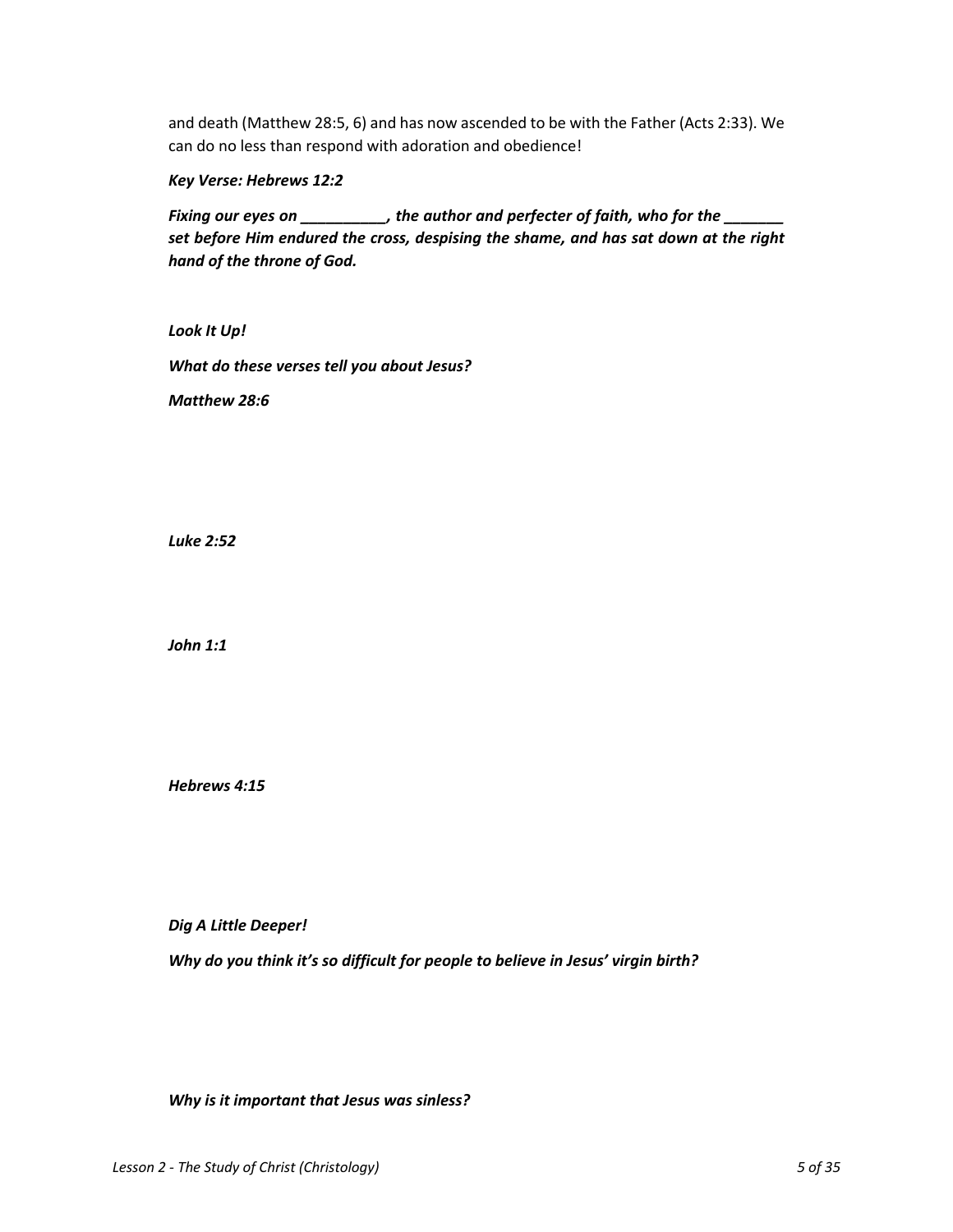and death (Matthew 28:5, 6) and has now ascended to be with the Father (Acts 2:33). We can do no less than respond with adoration and obedience!

***Key Verse: Hebrews 12:2***

***Fixing our eyes on __________, the author and perfecter of faith, who for the _______ set before Him endured the cross, despising the shame, and has sat down at the right hand of the throne of God.***

***Look It Up!***

***What do these verses tell you about Jesus?***

***Matthew 28:6***

***Luke 2:52***

***John 1:1***

***Hebrews 4:15***

***Dig A Little Deeper!***

***Why do you think it's so difficult for people to believe in Jesus' virgin birth?***

***Why is it important that Jesus was sinless?***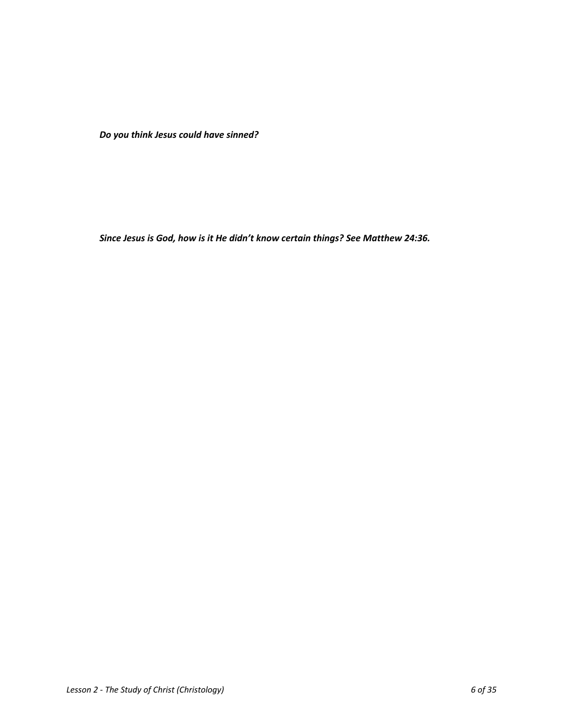***Do you think Jesus could have sinned?***

***Since Jesus is God, how is it He didn't know certain things? See Matthew 24:36.***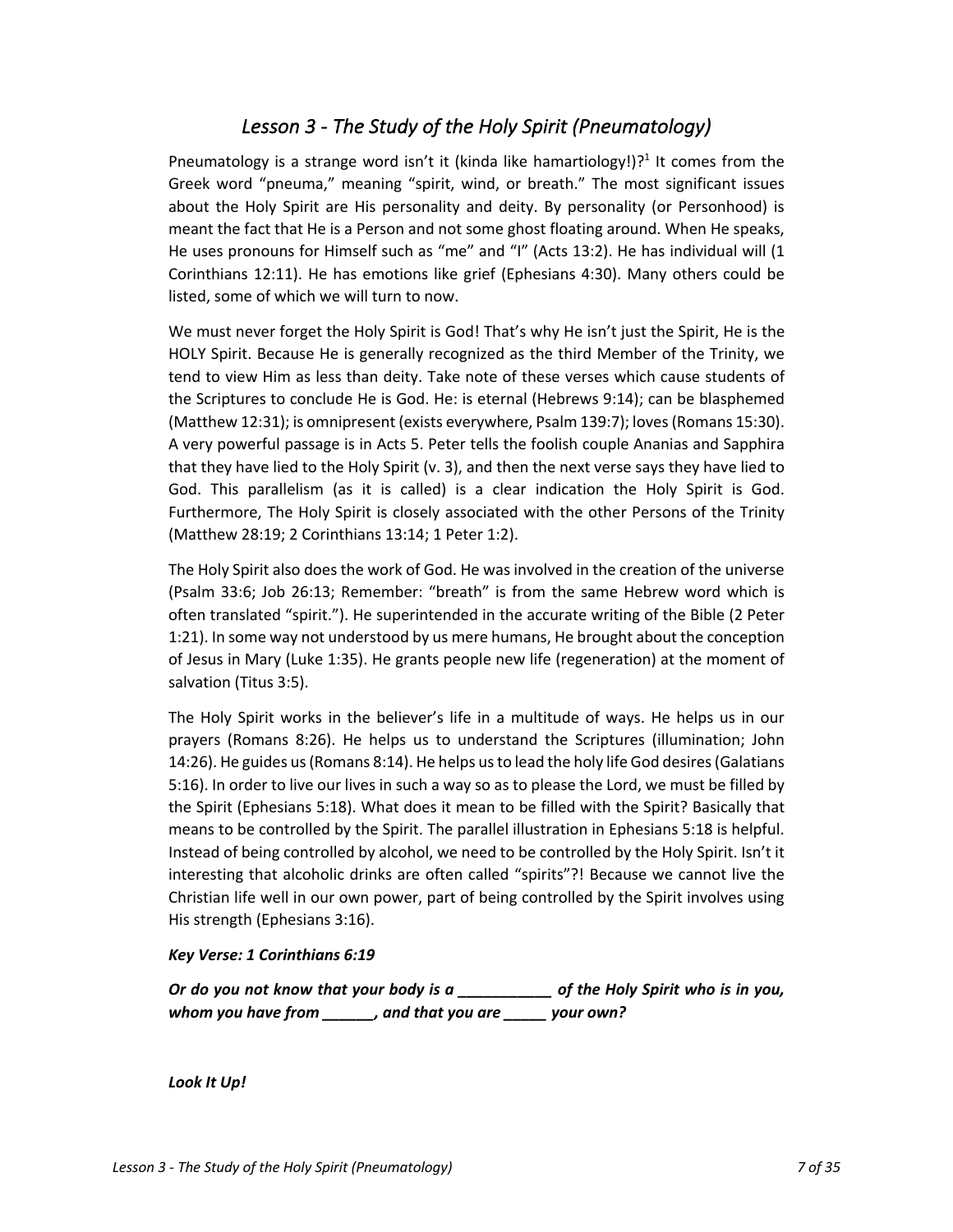## *Lesson 3 - The Study of the Holy Spirit (Pneumatology)*

Pneumatology is a strange word isn't it (kinda like hamartiology!)?[1] It comes from the Greek word "pneuma," meaning "spirit, wind, or breath." The most significant issues about the Holy Spirit are His personality and deity. By personality (or Personhood) is meant the fact that He is a Person and not some ghost floating around. When He speaks, He uses pronouns for Himself such as "me" and "I" (Acts 13:2). He has individual will (1 Corinthians 12:11). He has emotions like grief (Ephesians 4:30). Many others could be listed, some of which we will turn to now.

We must never forget the Holy Spirit is God! That's why He isn't just the Spirit, He is the HOLY Spirit. Because He is generally recognized as the third Member of the Trinity, we tend to view Him as less than deity. Take note of these verses which cause students of the Scriptures to conclude He is God. He: is eternal (Hebrews 9:14); can be blasphemed (Matthew 12:31); is omnipresent (exists everywhere, Psalm 139:7); loves (Romans 15:30). A very powerful passage is in Acts 5. Peter tells the foolish couple Ananias and Sapphira that they have lied to the Holy Spirit (v. 3), and then the next verse says they have lied to God. This parallelism (as it is called) is a clear indication the Holy Spirit is God. Furthermore, The Holy Spirit is closely associated with the other Persons of the Trinity (Matthew 28:19; 2 Corinthians 13:14; 1 Peter 1:2).

The Holy Spirit also does the work of God. He was involved in the creation of the universe (Psalm 33:6; Job 26:13; Remember: "breath" is from the same Hebrew word which is often translated "spirit."). He superintended in the accurate writing of the Bible (2 Peter 1:21). In some way not understood by us mere humans, He brought about the conception of Jesus in Mary (Luke 1:35). He grants people new life (regeneration) at the moment of salvation (Titus 3:5).

The Holy Spirit works in the believer's life in a multitude of ways. He helps us in our prayers (Romans 8:26). He helps us to understand the Scriptures (illumination; John 14:26). He guides us (Romans 8:14). He helps us to lead the holy life God desires (Galatians 5:16). In order to live our lives in such a way so as to please the Lord, we must be filled by the Spirit (Ephesians 5:18). What does it mean to be filled with the Spirit? Basically that means to be controlled by the Spirit. The parallel illustration in Ephesians 5:18 is helpful. Instead of being controlled by alcohol, we need to be controlled by the Holy Spirit. Isn't it interesting that alcoholic drinks are often called "spirits"?! Because we cannot live the Christian life well in our own power, part of being controlled by the Spirit involves using His strength (Ephesians 3:16).

***Key Verse: 1 Corinthians 6:19***

***Or do you not know that your body is a ___________ of the Holy Spirit who is in you, whom you have from ______, and that you are _____ your own?***

***Look It Up!***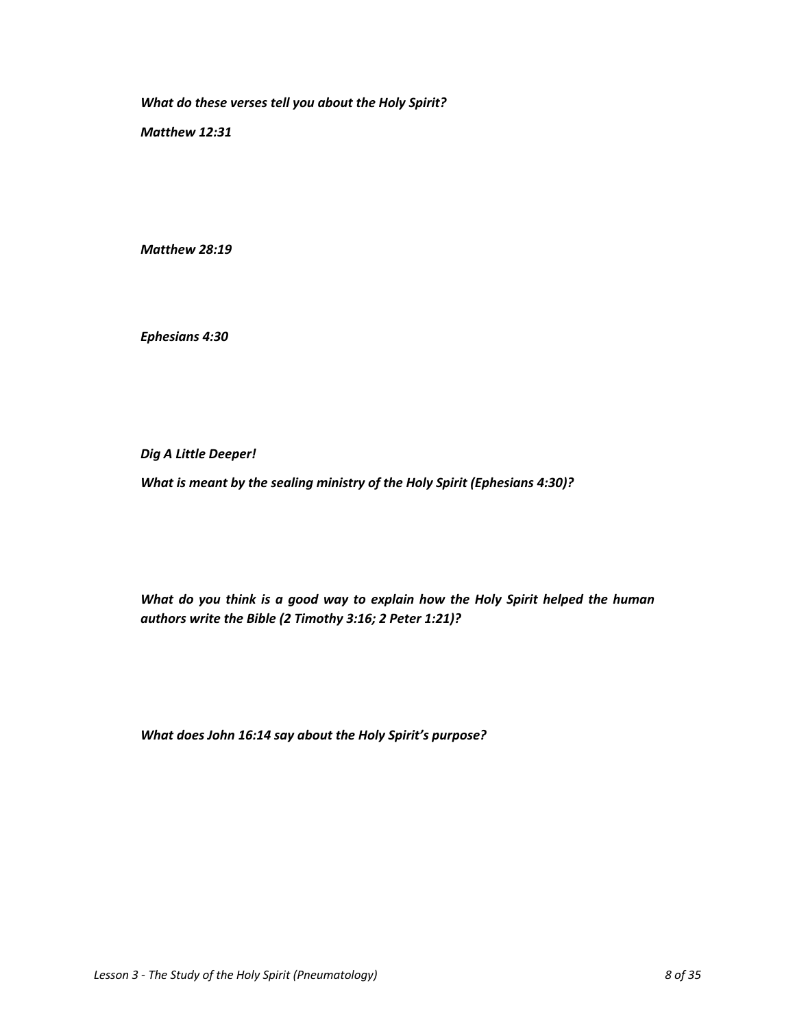***What do these verses tell you about the Holy Spirit?***

***Matthew 12:31***

***Matthew 28:19***

***Ephesians 4:30***

***Dig A Little Deeper!***

***What is meant by the sealing ministry of the Holy Spirit (Ephesians 4:30)?***

***What do you think is a good way to explain how the Holy Spirit helped the human authors write the Bible (2 Timothy 3:16; 2 Peter 1:21)?***

***What does John 16:14 say about the Holy Spirit's purpose?***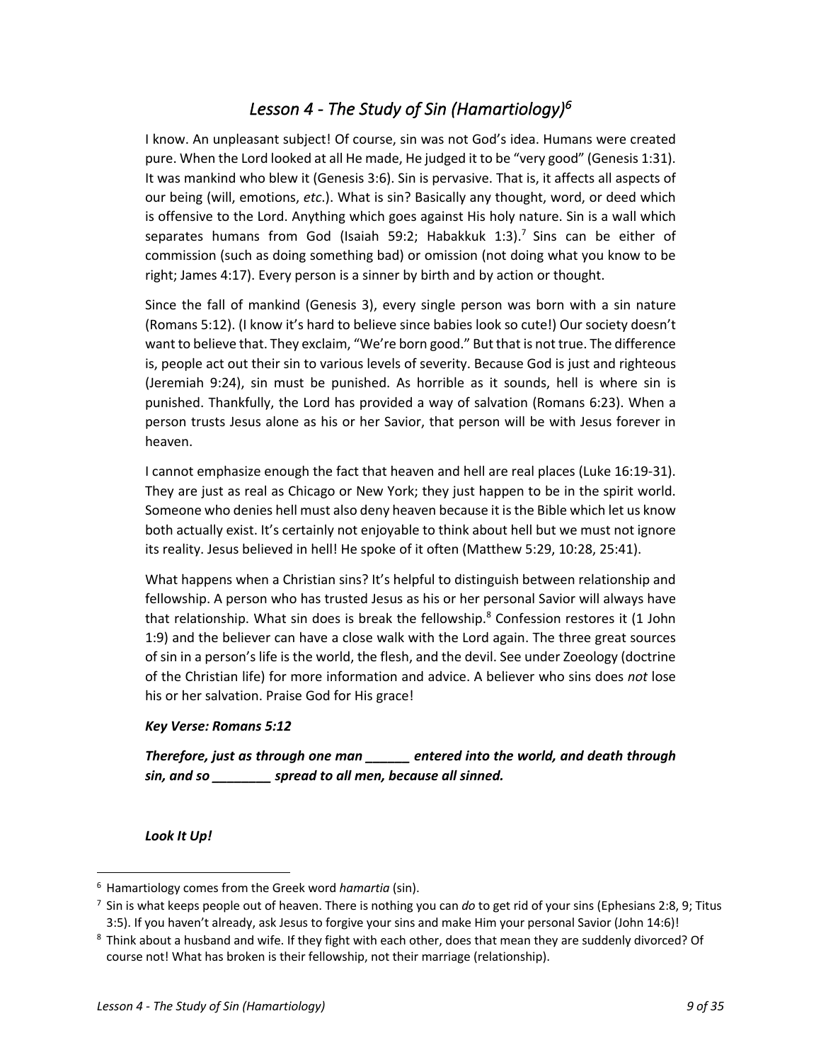## *Lesson 4 - The Study of Sin (Hamartiology)*[6]

I know. An unpleasant subject! Of course, sin was not God's idea. Humans were created pure. When the Lord looked at all He made, He judged it to be "very good" (Genesis 1:31). It was mankind who blew it (Genesis 3:6). Sin is pervasive. That is, it affects all aspects of our being (will, emotions, *etc*.). What is sin? Basically any thought, word, or deed which is offensive to the Lord. Anything which goes against His holy nature. Sin is a wall which separates humans from God (Isaiah 59:2; Habakkuk 1:3).[7] Sins can be either of commission (such as doing something bad) or omission (not doing what you know to be right; James 4:17). Every person is a sinner by birth and by action or thought.

Since the fall of mankind (Genesis 3), every single person was born with a sin nature (Romans 5:12). (I know it's hard to believe since babies look so cute!) Our society doesn't want to believe that. They exclaim, "We're born good." But that is not true. The difference is, people act out their sin to various levels of severity. Because God is just and righteous (Jeremiah 9:24), sin must be punished. As horrible as it sounds, hell is where sin is punished. Thankfully, the Lord has provided a way of salvation (Romans 6:23). When a person trusts Jesus alone as his or her Savior, that person will be with Jesus forever in heaven.

I cannot emphasize enough the fact that heaven and hell are real places (Luke 16:19-31). They are just as real as Chicago or New York; they just happen to be in the spirit world. Someone who denies hell must also deny heaven because it is the Bible which let us know both actually exist. It's certainly not enjoyable to think about hell but we must not ignore its reality. Jesus believed in hell! He spoke of it often (Matthew 5:29, 10:28, 25:41).

What happens when a Christian sins? It's helpful to distinguish between relationship and fellowship. A person who has trusted Jesus as his or her personal Savior will always have that relationship. What sin does is break the fellowship.[8] Confession restores it (1 John 1:9) and the believer can have a close walk with the Lord again. The three great sources of sin in a person's life is the world, the flesh, and the devil. See under Zoeology (doctrine of the Christian life) for more information and advice. A believer who sins does *not* lose his or her salvation. Praise God for His grace!

***Key Verse: Romans 5:12***

***Therefore, just as through one man ______ entered into the world, and death through sin, and so ________ spread to all men, because all sinned.***

***Look It Up!***

---

[6] Hamartiology comes from the Greek word *hamartia* (sin).

[7] Sin is what keeps people out of heaven. There is nothing you can *do* to get rid of your sins (Ephesians 2:8, 9; Titus 3:5). If you haven't already, ask Jesus to forgive your sins and make Him your personal Savior (John 14:6)!

[8] Think about a husband and wife. If they fight with each other, does that mean they are suddenly divorced? Of course not! What has broken is their fellowship, not their marriage (relationship).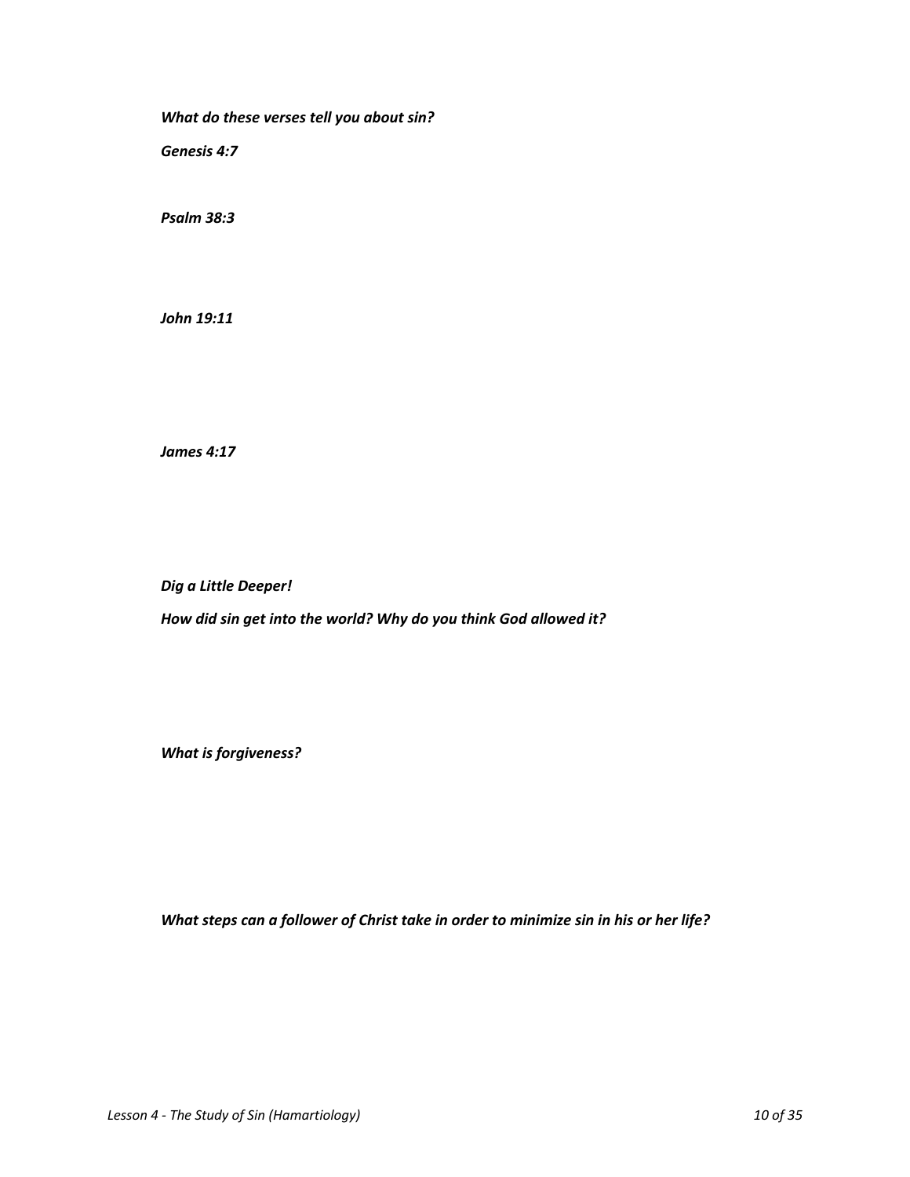***What do these verses tell you about sin?***

***Genesis 4:7***

***Psalm 38:3***

***John 19:11***

***James 4:17***

***Dig a Little Deeper!***

***How did sin get into the world? Why do you think God allowed it?***

***What is forgiveness?***

***What steps can a follower of Christ take in order to minimize sin in his or her life?***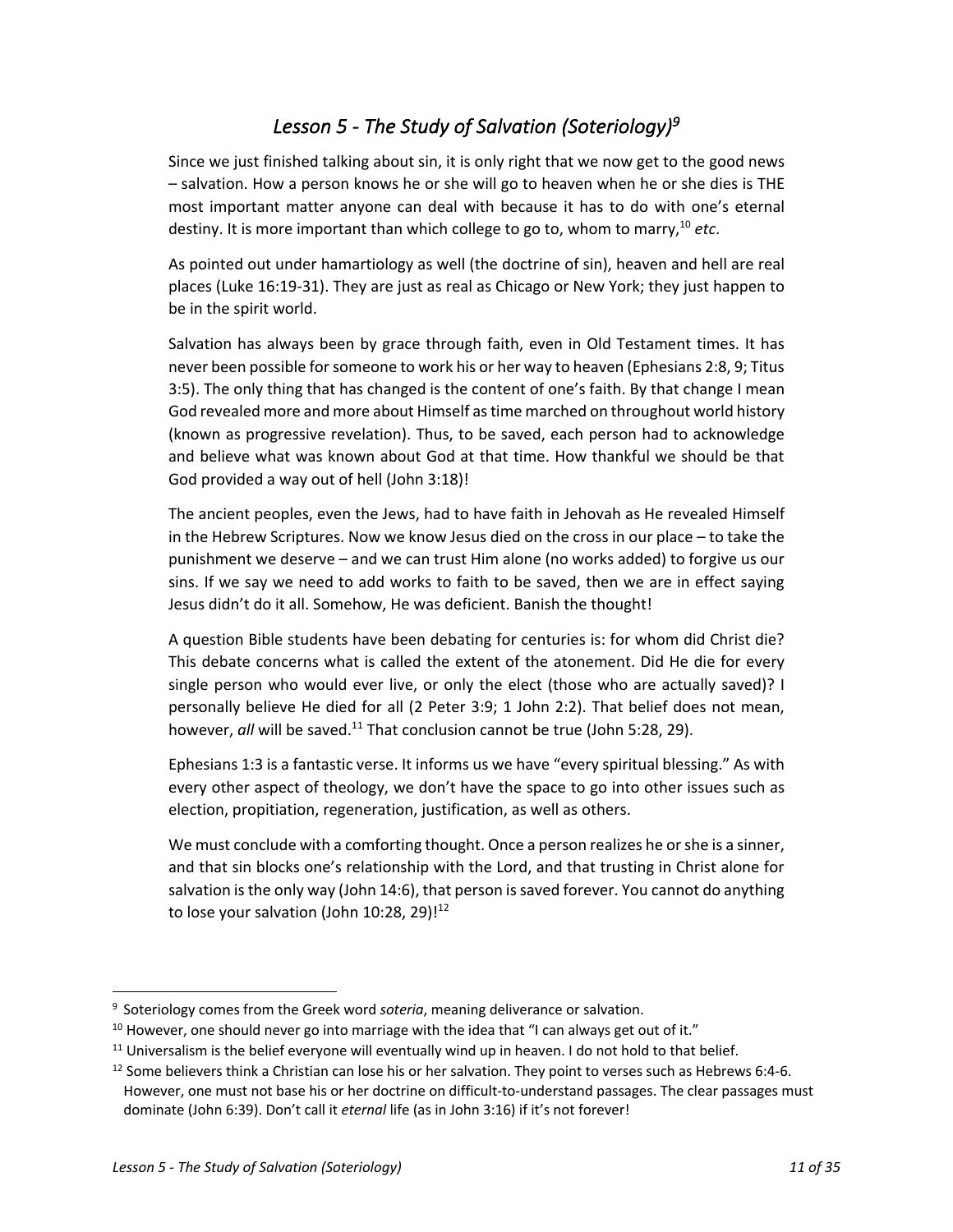## *Lesson 5 - The Study of Salvation (Soteriology)*[9]

Since we just finished talking about sin, it is only right that we now get to the good news – salvation. How a person knows he or she will go to heaven when he or she dies is THE most important matter anyone can deal with because it has to do with one's eternal destiny. It is more important than which college to go to, whom to marry,[10] *etc*.

As pointed out under hamartiology as well (the doctrine of sin), heaven and hell are real places (Luke 16:19-31). They are just as real as Chicago or New York; they just happen to be in the spirit world.

Salvation has always been by grace through faith, even in Old Testament times. It has never been possible for someone to work his or her way to heaven (Ephesians 2:8, 9; Titus 3:5). The only thing that has changed is the content of one's faith. By that change I mean God revealed more and more about Himself as time marched on throughout world history (known as progressive revelation). Thus, to be saved, each person had to acknowledge and believe what was known about God at that time. How thankful we should be that God provided a way out of hell (John 3:18)!

The ancient peoples, even the Jews, had to have faith in Jehovah as He revealed Himself in the Hebrew Scriptures. Now we know Jesus died on the cross in our place – to take the punishment we deserve – and we can trust Him alone (no works added) to forgive us our sins. If we say we need to add works to faith to be saved, then we are in effect saying Jesus didn't do it all. Somehow, He was deficient. Banish the thought!

A question Bible students have been debating for centuries is: for whom did Christ die? This debate concerns what is called the extent of the atonement. Did He die for every single person who would ever live, or only the elect (those who are actually saved)? I personally believe He died for all (2 Peter 3:9; 1 John 2:2). That belief does not mean, however, *all* will be saved.[11] That conclusion cannot be true (John 5:28, 29).

Ephesians 1:3 is a fantastic verse. It informs us we have "every spiritual blessing." As with every other aspect of theology, we don't have the space to go into other issues such as election, propitiation, regeneration, justification, as well as others.

We must conclude with a comforting thought. Once a person realizes he or she is a sinner, and that sin blocks one's relationship with the Lord, and that trusting in Christ alone for salvation is the only way (John 14:6), that person is saved forever. You cannot do anything to lose your salvation (John 10:28, 29)![12]

---

[9] Soteriology comes from the Greek word *soteria*, meaning deliverance or salvation.

[10] However, one should never go into marriage with the idea that "I can always get out of it."

[11] Universalism is the belief everyone will eventually wind up in heaven. I do not hold to that belief.

[12] Some believers think a Christian can lose his or her salvation. They point to verses such as Hebrews 6:4-6. However, one must not base his or her doctrine on difficult-to-understand passages. The clear passages must dominate (John 6:39). Don't call it *eternal* life (as in John 3:16) if it's not forever!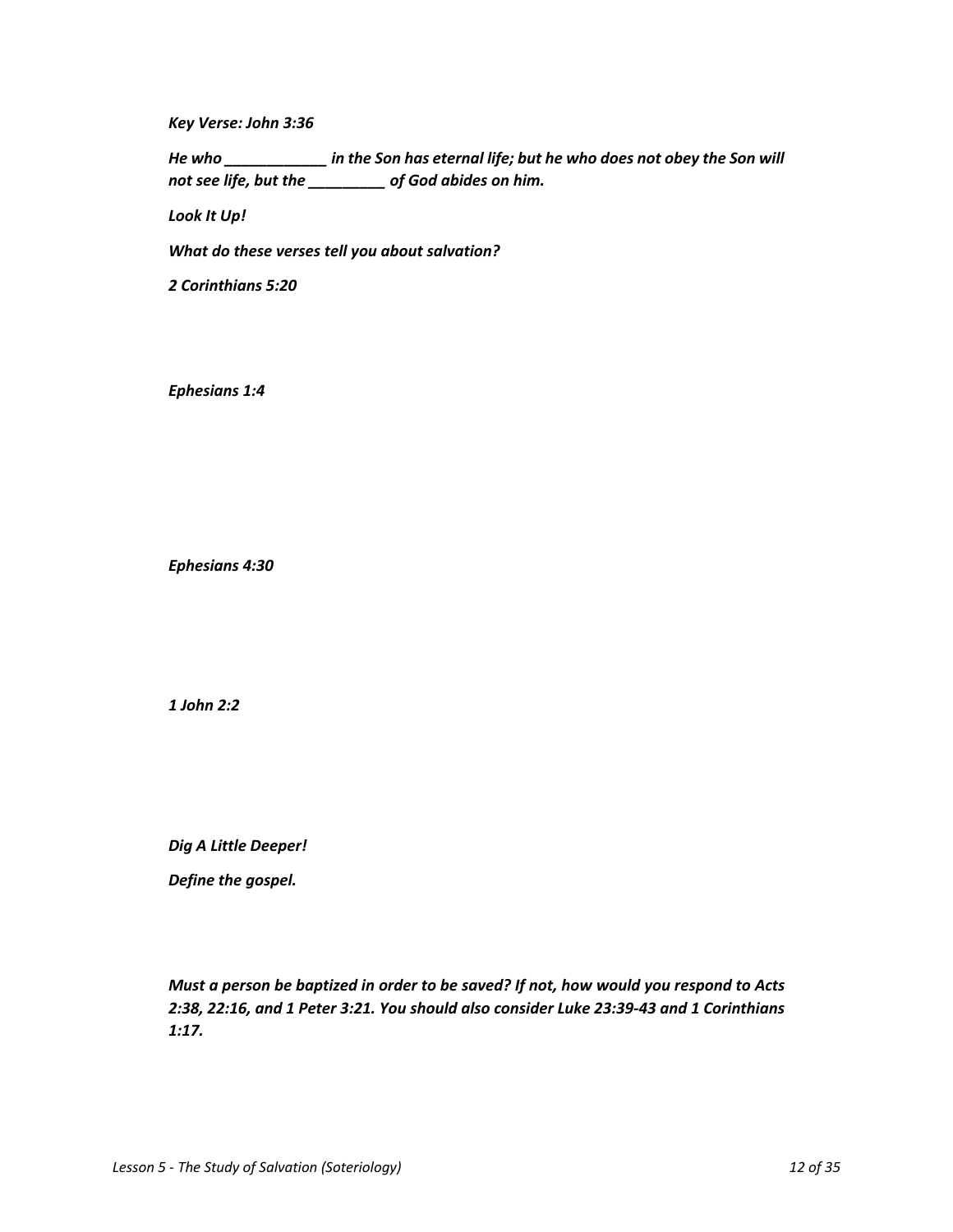*Key Verse: John 3:36*

*He who ____________ in the Son has eternal life; but he who does not obey the Son will not see life, but the _________ of God abides on him.*

*Look It Up!*

*What do these verses tell you about salvation?*

*2 Corinthians 5:20*

*Ephesians 1:4*

*Ephesians 4:30*

*1 John 2:2*

*Dig A Little Deeper!*

*Define the gospel.*

*Must a person be baptized in order to be saved? If not, how would you respond to Acts 2:38, 22:16, and 1 Peter 3:21. You should also consider Luke 23:39-43 and 1 Corinthians 1:17.*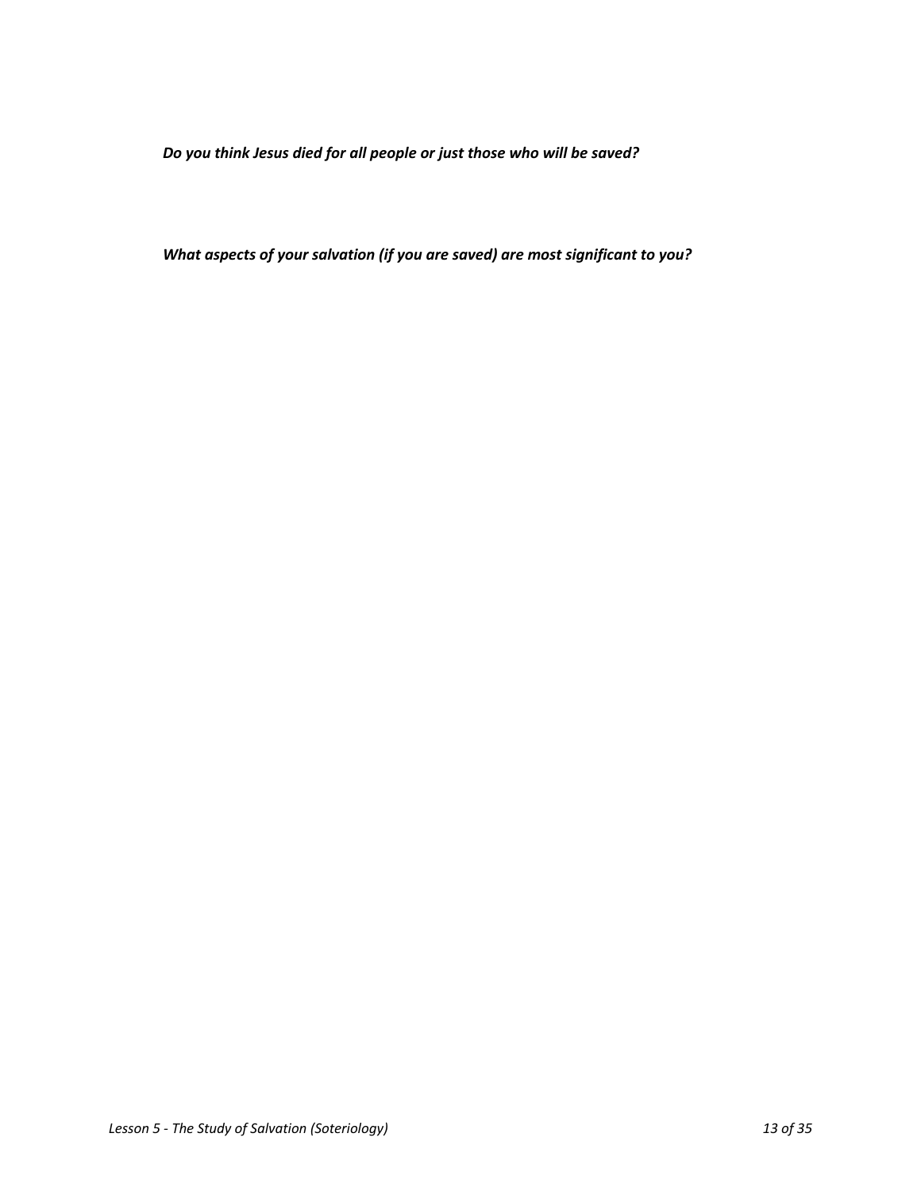***Do you think Jesus died for all people or just those who will be saved?***

***What aspects of your salvation (if you are saved) are most significant to you?***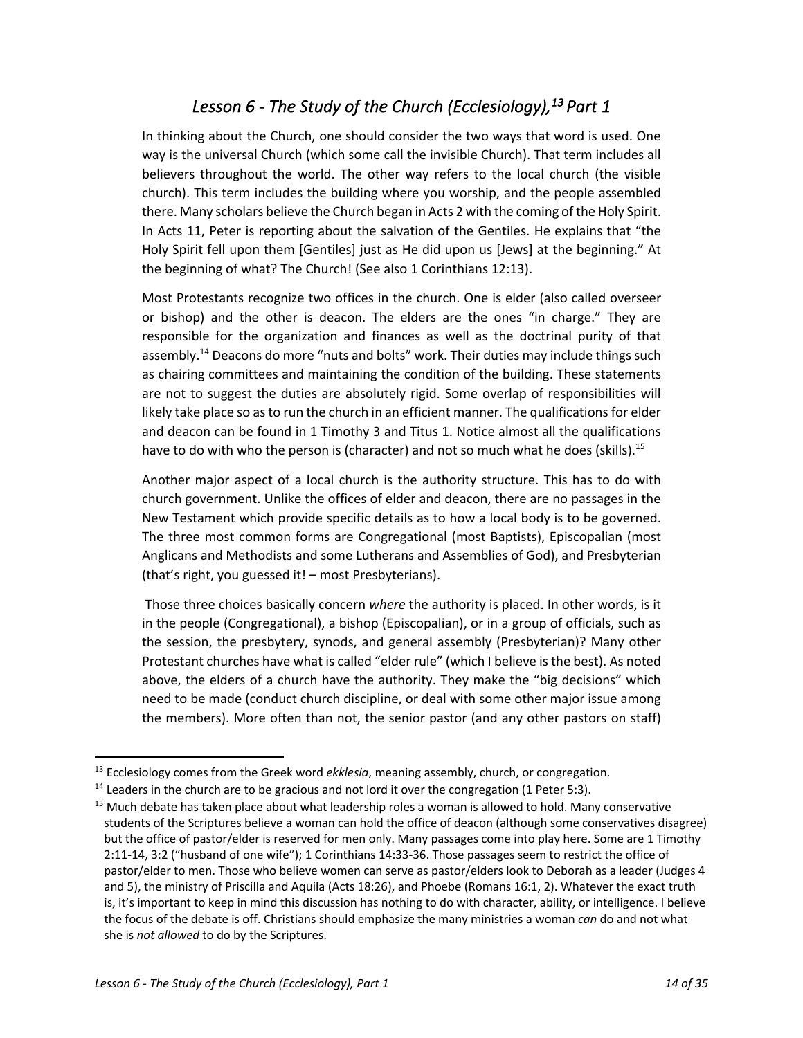# *Lesson 6 - The Study of the Church (Ecclesiology),[13] Part 1*

In thinking about the Church, one should consider the two ways that word is used. One way is the universal Church (which some call the invisible Church). That term includes all believers throughout the world. The other way refers to the local church (the visible church). This term includes the building where you worship, and the people assembled there. Many scholars believe the Church began in Acts 2 with the coming of the Holy Spirit. In Acts 11, Peter is reporting about the salvation of the Gentiles. He explains that "the Holy Spirit fell upon them [Gentiles] just as He did upon us [Jews] at the beginning." At the beginning of what? The Church! (See also 1 Corinthians 12:13).

Most Protestants recognize two offices in the church. One is elder (also called overseer or bishop) and the other is deacon. The elders are the ones "in charge." They are responsible for the organization and finances as well as the doctrinal purity of that assembly.[14] Deacons do more "nuts and bolts" work. Their duties may include things such as chairing committees and maintaining the condition of the building. These statements are not to suggest the duties are absolutely rigid. Some overlap of responsibilities will likely take place so as to run the church in an efficient manner. The qualifications for elder and deacon can be found in 1 Timothy 3 and Titus 1. Notice almost all the qualifications have to do with who the person is (character) and not so much what he does (skills).[15]

Another major aspect of a local church is the authority structure. This has to do with church government. Unlike the offices of elder and deacon, there are no passages in the New Testament which provide specific details as to how a local body is to be governed. The three most common forms are Congregational (most Baptists), Episcopalian (most Anglicans and Methodists and some Lutherans and Assemblies of God), and Presbyterian (that's right, you guessed it! – most Presbyterians).

Those three choices basically concern *where* the authority is placed. In other words, is it in the people (Congregational), a bishop (Episcopalian), or in a group of officials, such as the session, the presbytery, synods, and general assembly (Presbyterian)? Many other Protestant churches have what is called "elder rule" (which I believe is the best). As noted above, the elders of a church have the authority. They make the "big decisions" which need to be made (conduct church discipline, or deal with some other major issue among the members). More often than not, the senior pastor (and any other pastors on staff)

---

[13] Ecclesiology comes from the Greek word *ekklesia*, meaning assembly, church, or congregation.

[14] Leaders in the church are to be gracious and not lord it over the congregation (1 Peter 5:3).

[15] Much debate has taken place about what leadership roles a woman is allowed to hold. Many conservative students of the Scriptures believe a woman can hold the office of deacon (although some conservatives disagree) but the office of pastor/elder is reserved for men only. Many passages come into play here. Some are 1 Timothy 2:11-14, 3:2 ("husband of one wife"); 1 Corinthians 14:33-36. Those passages seem to restrict the office of pastor/elder to men. Those who believe women can serve as pastor/elders look to Deborah as a leader (Judges 4 and 5), the ministry of Priscilla and Aquila (Acts 18:26), and Phoebe (Romans 16:1, 2). Whatever the exact truth is, it's important to keep in mind this discussion has nothing to do with character, ability, or intelligence. I believe the focus of the debate is off. Christians should emphasize the many ministries a woman *can* do and not what she is *not allowed* to do by the Scriptures.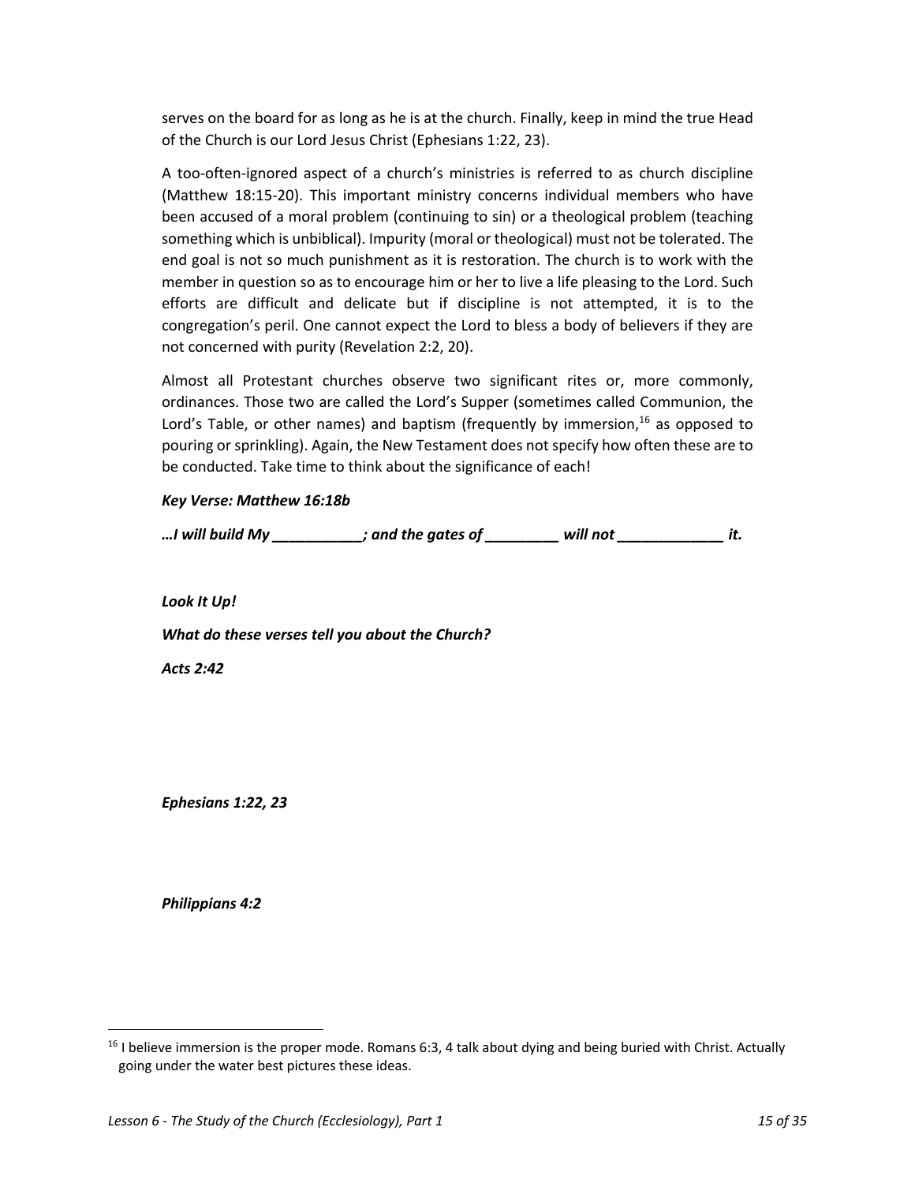serves on the board for as long as he is at the church. Finally, keep in mind the true Head of the Church is our Lord Jesus Christ (Ephesians 1:22, 23).

A too-often-ignored aspect of a church's ministries is referred to as church discipline (Matthew 18:15-20). This important ministry concerns individual members who have been accused of a moral problem (continuing to sin) or a theological problem (teaching something which is unbiblical). Impurity (moral or theological) must not be tolerated. The end goal is not so much punishment as it is restoration. The church is to work with the member in question so as to encourage him or her to live a life pleasing to the Lord. Such efforts are difficult and delicate but if discipline is not attempted, it is to the congregation's peril. One cannot expect the Lord to bless a body of believers if they are not concerned with purity (Revelation 2:2, 20).

Almost all Protestant churches observe two significant rites or, more commonly, ordinances. Those two are called the Lord's Supper (sometimes called Communion, the Lord's Table, or other names) and baptism (frequently by immersion,[16] as opposed to pouring or sprinkling). Again, the New Testament does not specify how often these are to be conducted. Take time to think about the significance of each!

***Key Verse: Matthew 16:18b***

***…I will build My ___________; and the gates of _________ will not _____________ it.***

***Look It Up!***

***What do these verses tell you about the Church?***

***Acts 2:42***

***Ephesians 1:22, 23***

***Philippians 4:2***

---

[16] I believe immersion is the proper mode. Romans 6:3, 4 talk about dying and being buried with Christ. Actually going under the water best pictures these ideas.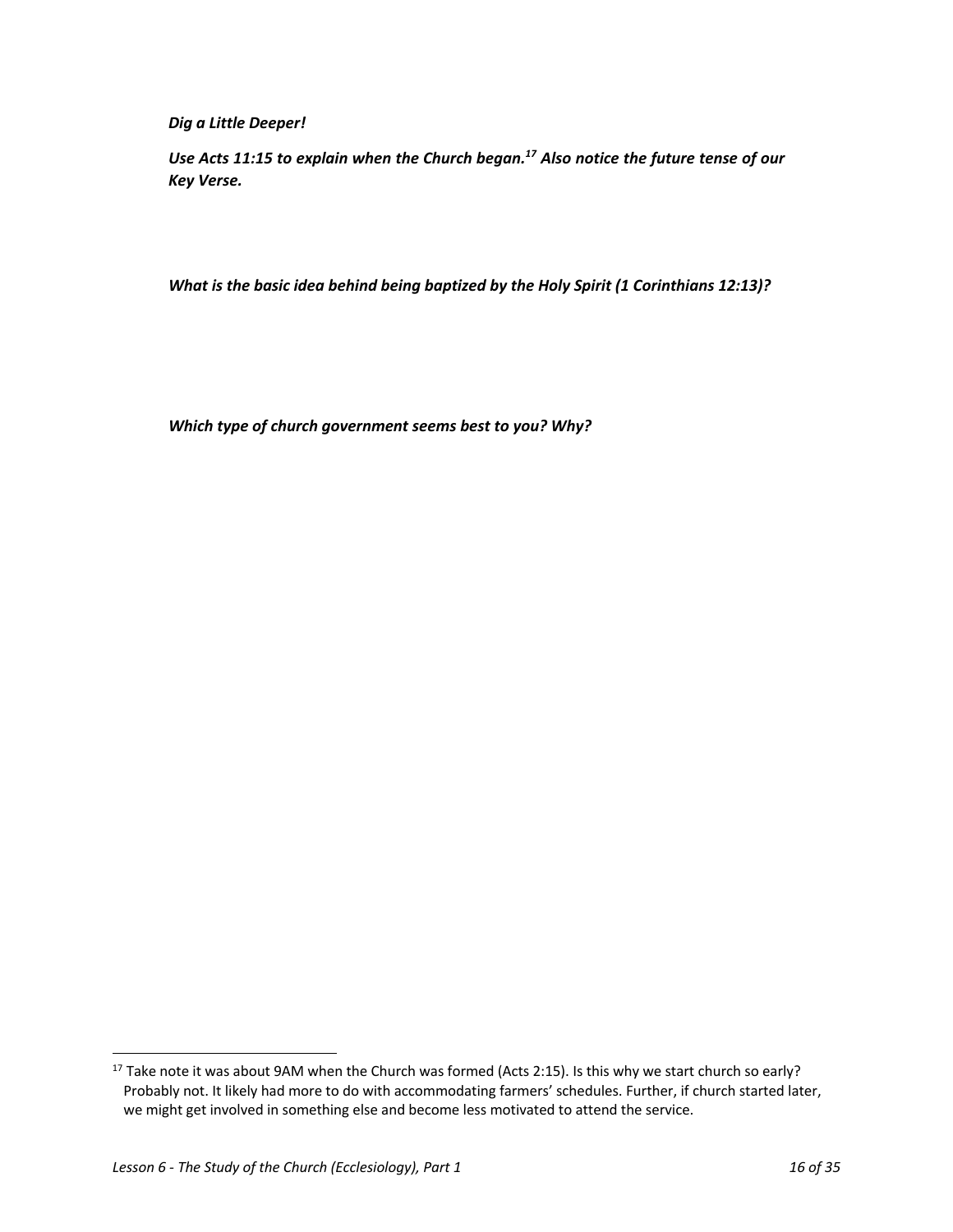***Dig a Little Deeper!***

***Use Acts 11:15 to explain when the Church began.[17] Also notice the future tense of our Key Verse.***

***What is the basic idea behind being baptized by the Holy Spirit (1 Corinthians 12:13)?***

***Which type of church government seems best to you? Why?***

[17] Take note it was about 9AM when the Church was formed (Acts 2:15). Is this why we start church so early? Probably not. It likely had more to do with accommodating farmers' schedules. Further, if church started later, we might get involved in something else and become less motivated to attend the service.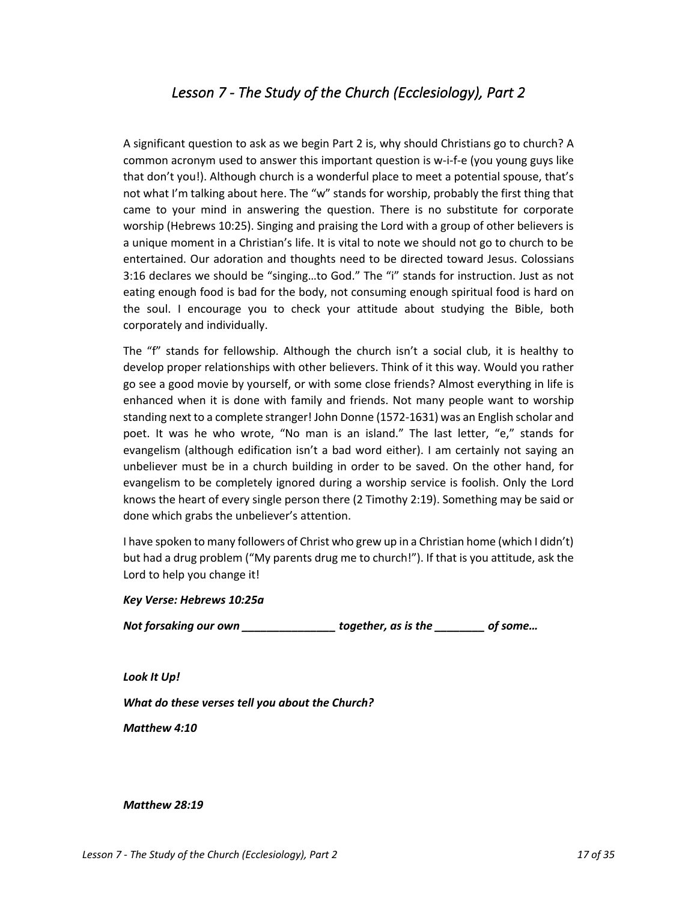# *Lesson 7 - The Study of the Church (Ecclesiology), Part 2*

A significant question to ask as we begin Part 2 is, why should Christians go to church? A common acronym used to answer this important question is w-i-f-e (you young guys like that don't you!). Although church is a wonderful place to meet a potential spouse, that's not what I'm talking about here. The "w" stands for worship, probably the first thing that came to your mind in answering the question. There is no substitute for corporate worship (Hebrews 10:25). Singing and praising the Lord with a group of other believers is a unique moment in a Christian's life. It is vital to note we should not go to church to be entertained. Our adoration and thoughts need to be directed toward Jesus. Colossians 3:16 declares we should be "singing…to God." The "i" stands for instruction. Just as not eating enough food is bad for the body, not consuming enough spiritual food is hard on the soul. I encourage you to check your attitude about studying the Bible, both corporately and individually.

The "f" stands for fellowship. Although the church isn't a social club, it is healthy to develop proper relationships with other believers. Think of it this way. Would you rather go see a good movie by yourself, or with some close friends? Almost everything in life is enhanced when it is done with family and friends. Not many people want to worship standing next to a complete stranger! John Donne (1572-1631) was an English scholar and poet. It was he who wrote, "No man is an island." The last letter, "e," stands for evangelism (although edification isn't a bad word either). I am certainly not saying an unbeliever must be in a church building in order to be saved. On the other hand, for evangelism to be completely ignored during a worship service is foolish. Only the Lord knows the heart of every single person there (2 Timothy 2:19). Something may be said or done which grabs the unbeliever's attention.

I have spoken to many followers of Christ who grew up in a Christian home (which I didn't) but had a drug problem ("My parents drug me to church!"). If that is you attitude, ask the Lord to help you change it!

***Key Verse: Hebrews 10:25a***

***Not forsaking our own _______________ together, as is the ________ of some…***

***Look It Up!***

***What do these verses tell you about the Church?***

***Matthew 4:10***

***Matthew 28:19***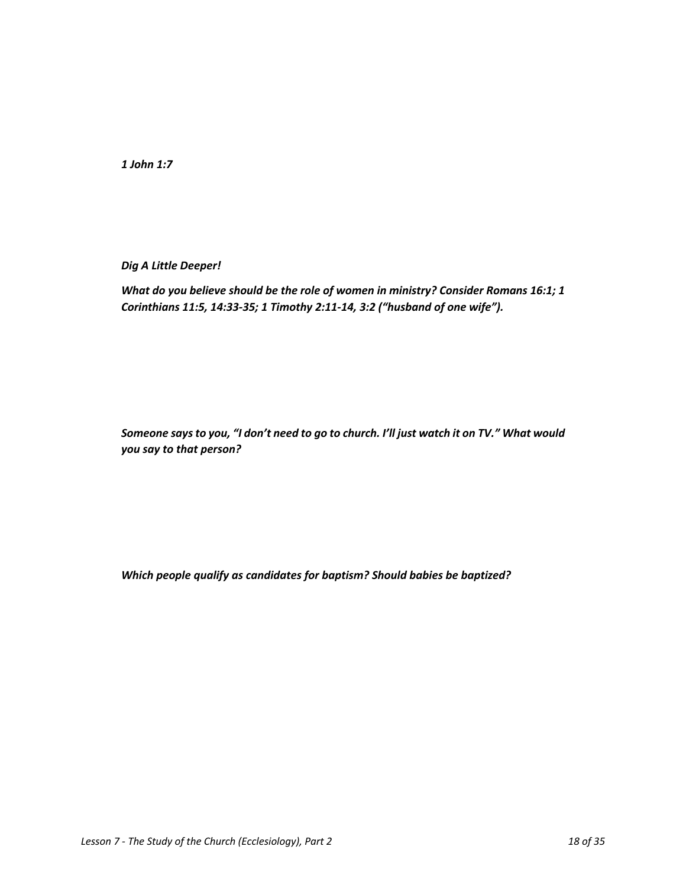***1 John 1:7***

***Dig A Little Deeper!***

***What do you believe should be the role of women in ministry? Consider Romans 16:1; 1 Corinthians 11:5, 14:33-35; 1 Timothy 2:11-14, 3:2 ("husband of one wife").***

***Someone says to you, "I don't need to go to church. I'll just watch it on TV." What would you say to that person?***

***Which people qualify as candidates for baptism? Should babies be baptized?***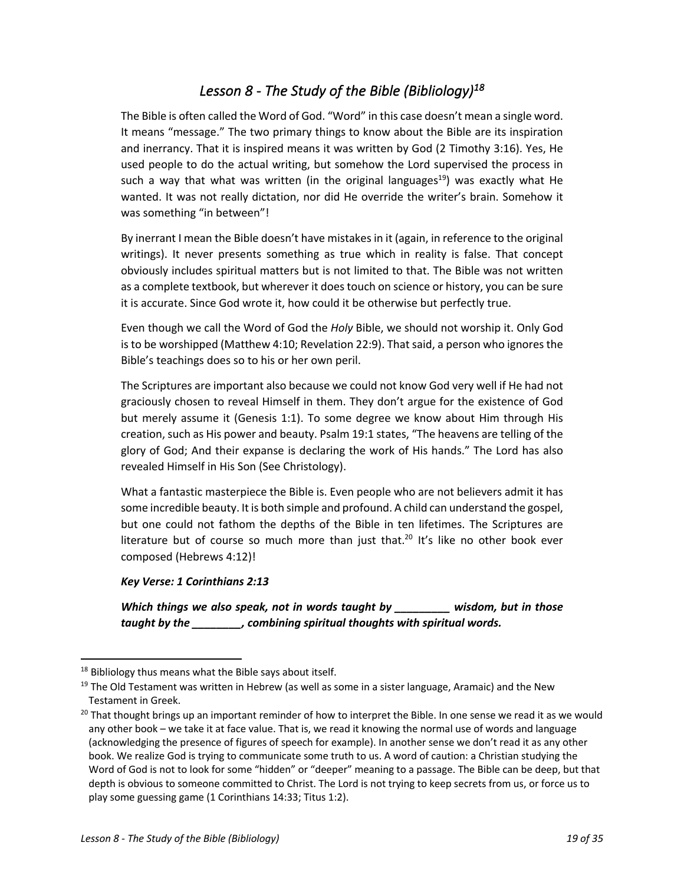# *Lesson 8 - The Study of the Bible (Bibliology)*[18]

The Bible is often called the Word of God. "Word" in this case doesn't mean a single word. It means "message." The two primary things to know about the Bible are its inspiration and inerrancy. That it is inspired means it was written by God (2 Timothy 3:16). Yes, He used people to do the actual writing, but somehow the Lord supervised the process in such a way that what was written (in the original languages[19]) was exactly what He wanted. It was not really dictation, nor did He override the writer's brain. Somehow it was something "in between"!

By inerrant I mean the Bible doesn't have mistakes in it (again, in reference to the original writings). It never presents something as true which in reality is false. That concept obviously includes spiritual matters but is not limited to that. The Bible was not written as a complete textbook, but wherever it does touch on science or history, you can be sure it is accurate. Since God wrote it, how could it be otherwise but perfectly true.

Even though we call the Word of God the *Holy* Bible, we should not worship it. Only God is to be worshipped (Matthew 4:10; Revelation 22:9). That said, a person who ignores the Bible's teachings does so to his or her own peril.

The Scriptures are important also because we could not know God very well if He had not graciously chosen to reveal Himself in them. They don't argue for the existence of God but merely assume it (Genesis 1:1). To some degree we know about Him through His creation, such as His power and beauty. Psalm 19:1 states, "The heavens are telling of the glory of God; And their expanse is declaring the work of His hands." The Lord has also revealed Himself in His Son (See Christology).

What a fantastic masterpiece the Bible is. Even people who are not believers admit it has some incredible beauty. It is both simple and profound. A child can understand the gospel, but one could not fathom the depths of the Bible in ten lifetimes. The Scriptures are literature but of course so much more than just that.[20] It's like no other book ever composed (Hebrews 4:12)!

***Key Verse: 1 Corinthians 2:13***

***Which things we also speak, not in words taught by _________ wisdom, but in those taught by the ________, combining spiritual thoughts with spiritual words.***

---

[18] Bibliology thus means what the Bible says about itself.

[19] The Old Testament was written in Hebrew (as well as some in a sister language, Aramaic) and the New Testament in Greek.

[20] That thought brings up an important reminder of how to interpret the Bible. In one sense we read it as we would any other book – we take it at face value. That is, we read it knowing the normal use of words and language (acknowledging the presence of figures of speech for example). In another sense we don't read it as any other book. We realize God is trying to communicate some truth to us. A word of caution: a Christian studying the Word of God is not to look for some "hidden" or "deeper" meaning to a passage. The Bible can be deep, but that depth is obvious to someone committed to Christ. The Lord is not trying to keep secrets from us, or force us to play some guessing game (1 Corinthians 14:33; Titus 1:2).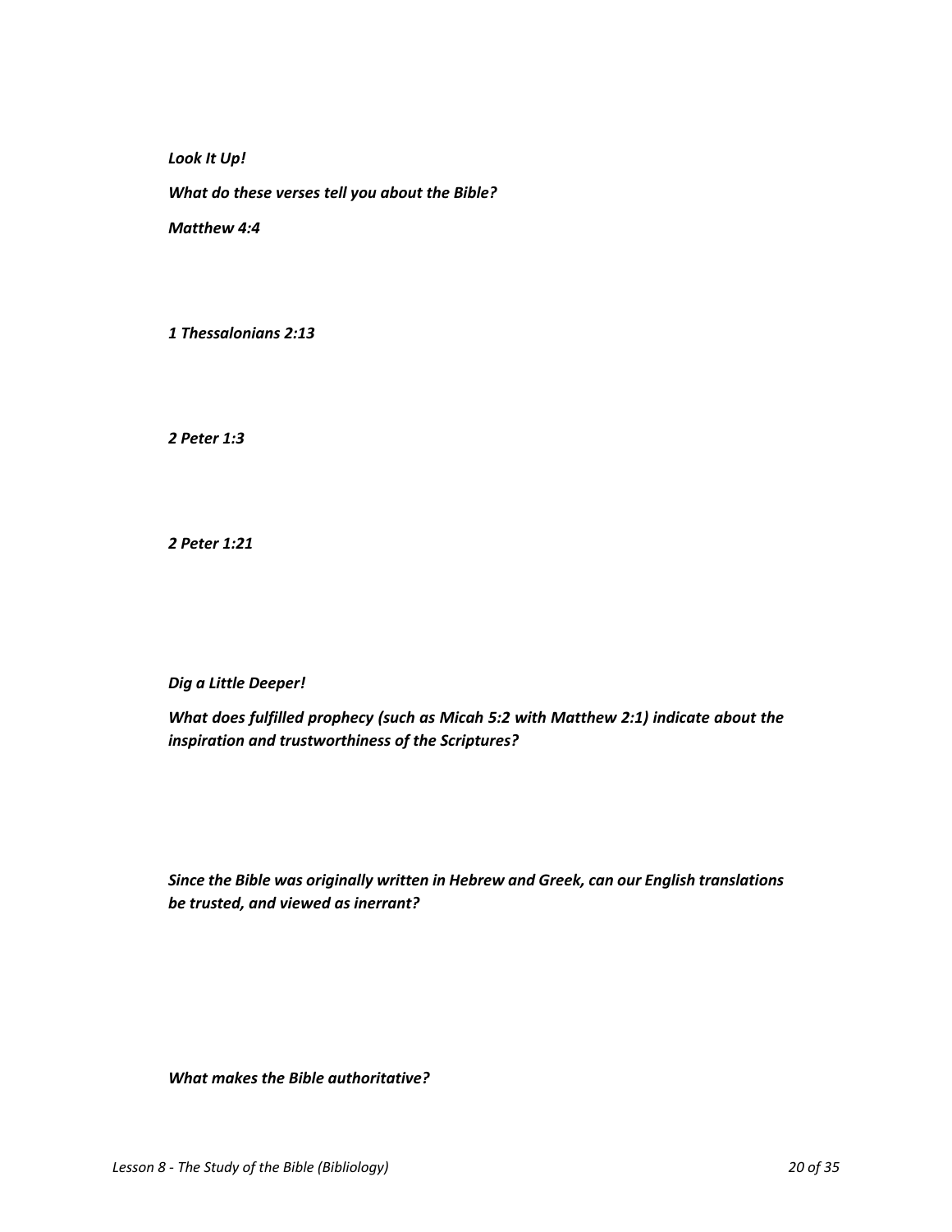***Look It Up!***

***What do these verses tell you about the Bible?***

***Matthew 4:4***

***1 Thessalonians 2:13***

***2 Peter 1:3***

***2 Peter 1:21***

***Dig a Little Deeper!***

***What does fulfilled prophecy (such as Micah 5:2 with Matthew 2:1) indicate about the inspiration and trustworthiness of the Scriptures?***

***Since the Bible was originally written in Hebrew and Greek, can our English translations be trusted, and viewed as inerrant?***

***What makes the Bible authoritative?***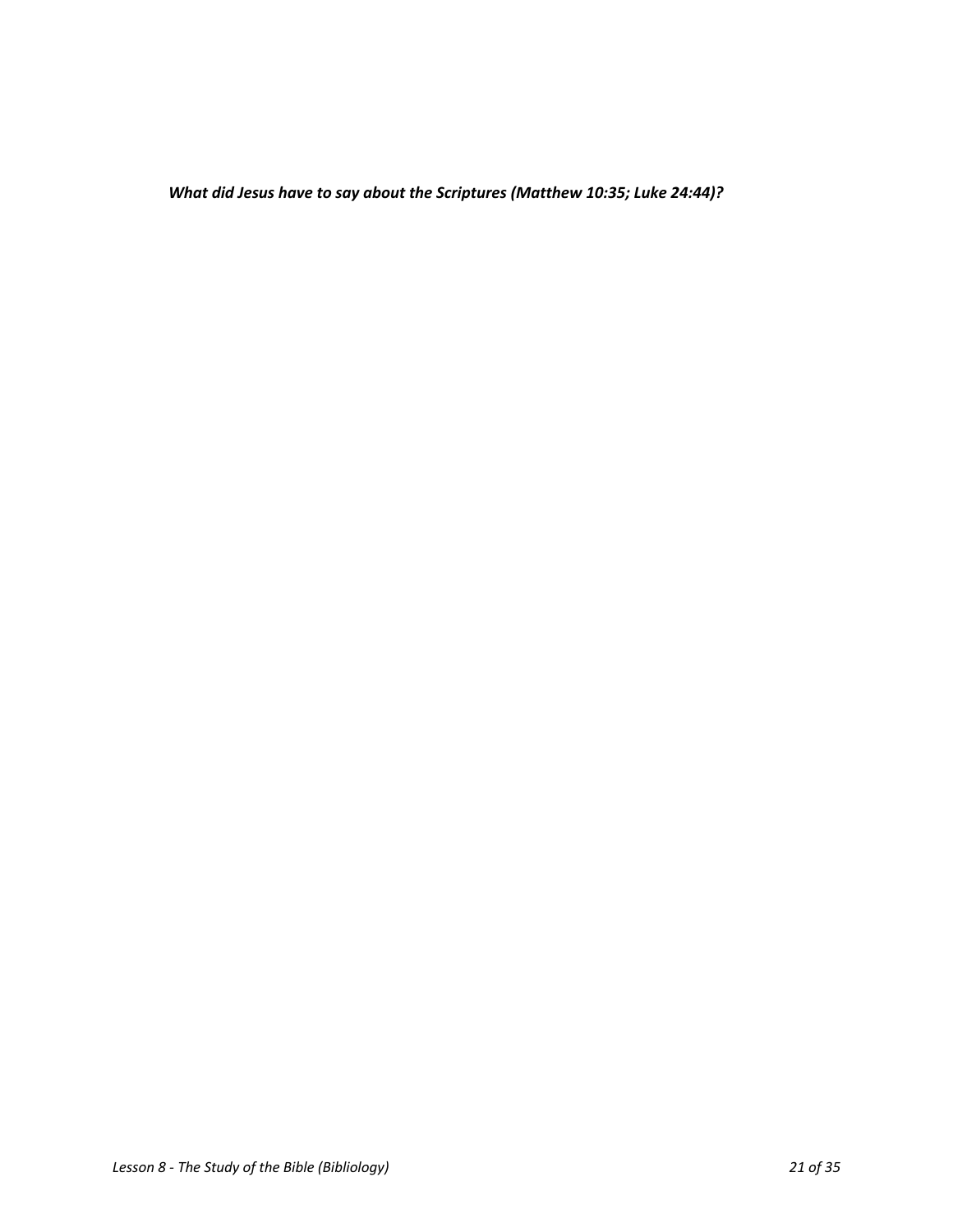***What did Jesus have to say about the Scriptures (Matthew 10:35; Luke 24:44)?***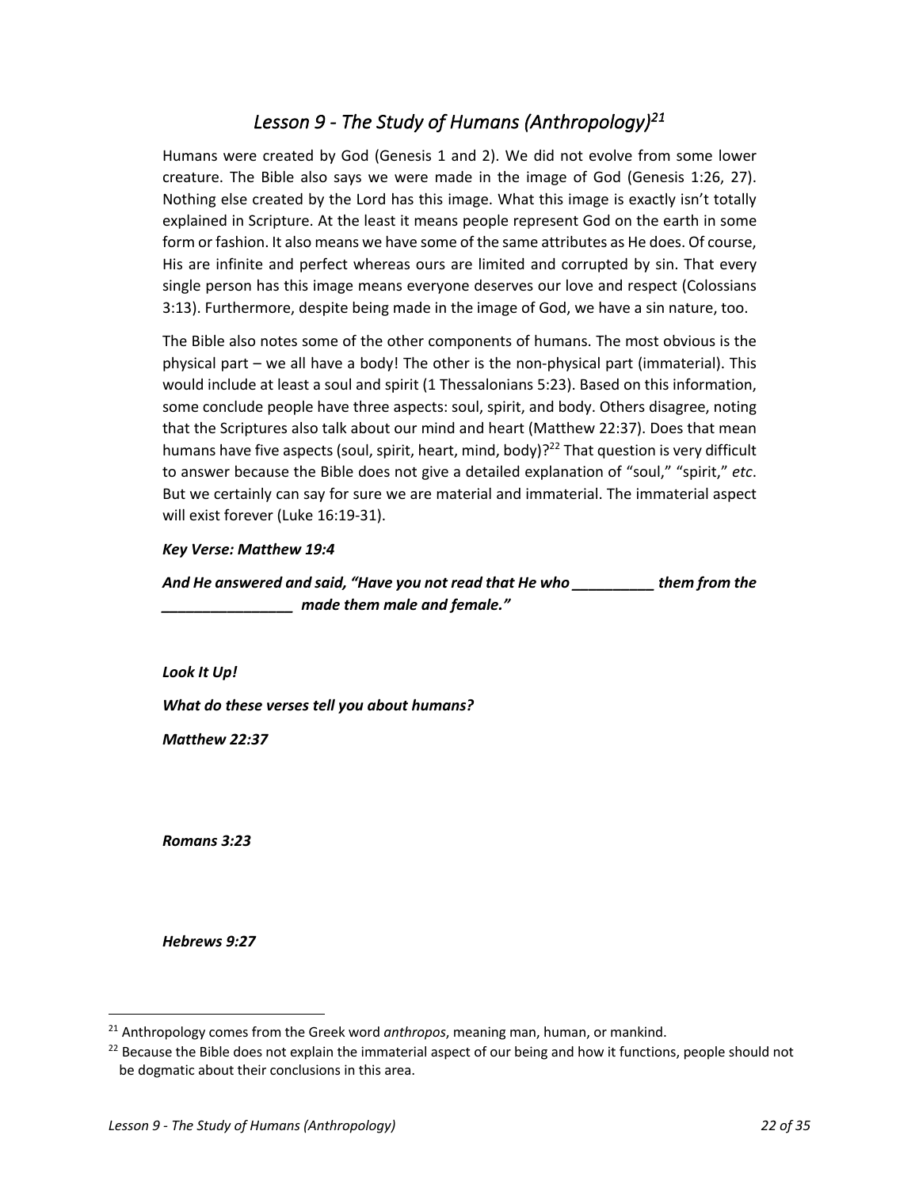# *Lesson 9 - The Study of Humans (Anthropology)*[21]

Humans were created by God (Genesis 1 and 2). We did not evolve from some lower creature. The Bible also says we were made in the image of God (Genesis 1:26, 27). Nothing else created by the Lord has this image. What this image is exactly isn't totally explained in Scripture. At the least it means people represent God on the earth in some form or fashion. It also means we have some of the same attributes as He does. Of course, His are infinite and perfect whereas ours are limited and corrupted by sin. That every single person has this image means everyone deserves our love and respect (Colossians 3:13). Furthermore, despite being made in the image of God, we have a sin nature, too.

The Bible also notes some of the other components of humans. The most obvious is the physical part – we all have a body! The other is the non-physical part (immaterial). This would include at least a soul and spirit (1 Thessalonians 5:23). Based on this information, some conclude people have three aspects: soul, spirit, and body. Others disagree, noting that the Scriptures also talk about our mind and heart (Matthew 22:37). Does that mean humans have five aspects (soul, spirit, heart, mind, body)?[22] That question is very difficult to answer because the Bible does not give a detailed explanation of "soul," "spirit," *etc*. But we certainly can say for sure we are material and immaterial. The immaterial aspect will exist forever (Luke 16:19-31).

***Key Verse: Matthew 19:4***

***And He answered and said, "Have you not read that He who __________ them from the ________________ made them male and female."***

***Look It Up!***

***What do these verses tell you about humans?***

***Matthew 22:37***

***Romans 3:23***

***Hebrews 9:27***

---

[21] Anthropology comes from the Greek word *anthropos*, meaning man, human, or mankind.

[22] Because the Bible does not explain the immaterial aspect of our being and how it functions, people should not be dogmatic about their conclusions in this area.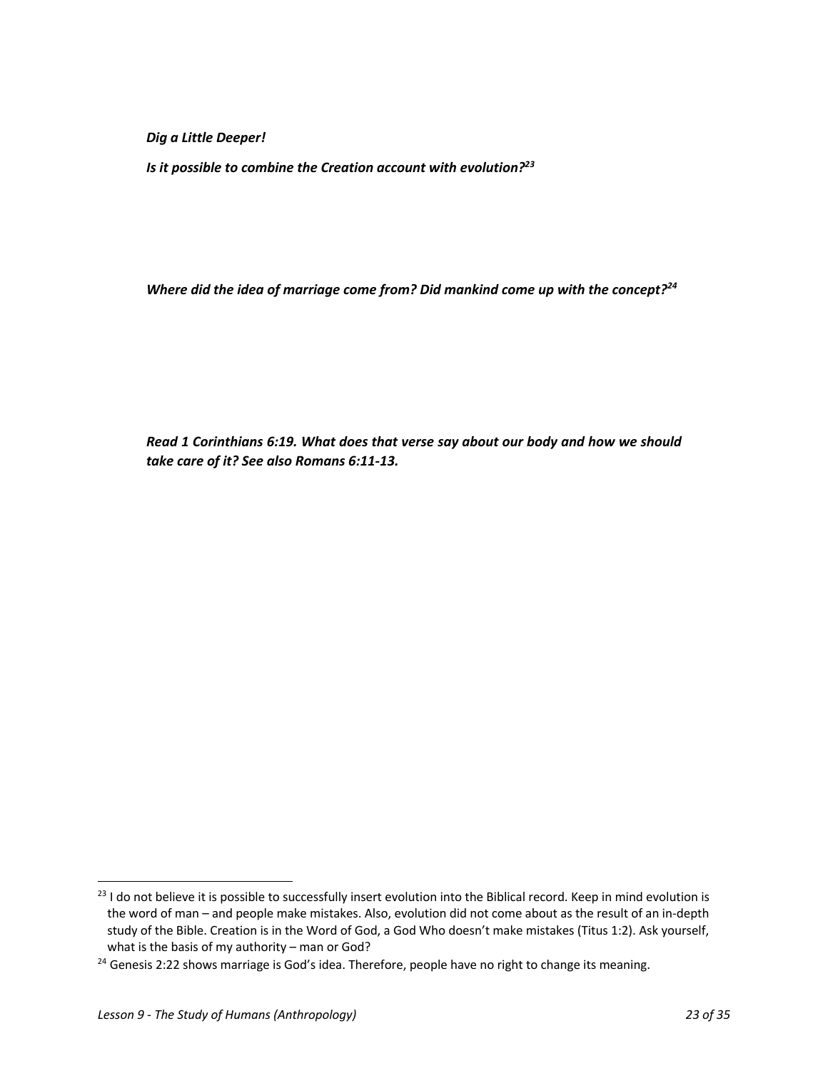***Dig a Little Deeper!***

***Is it possible to combine the Creation account with evolution?[23]***

***Where did the idea of marriage come from? Did mankind come up with the concept?[24]***

***Read 1 Corinthians 6:19. What does that verse say about our body and how we should take care of it? See also Romans 6:11-13.***

---

[23] I do not believe it is possible to successfully insert evolution into the Biblical record. Keep in mind evolution is the word of man – and people make mistakes. Also, evolution did not come about as the result of an in-depth study of the Bible. Creation is in the Word of God, a God Who doesn't make mistakes (Titus 1:2). Ask yourself, what is the basis of my authority – man or God?

[24] Genesis 2:22 shows marriage is God's idea. Therefore, people have no right to change its meaning.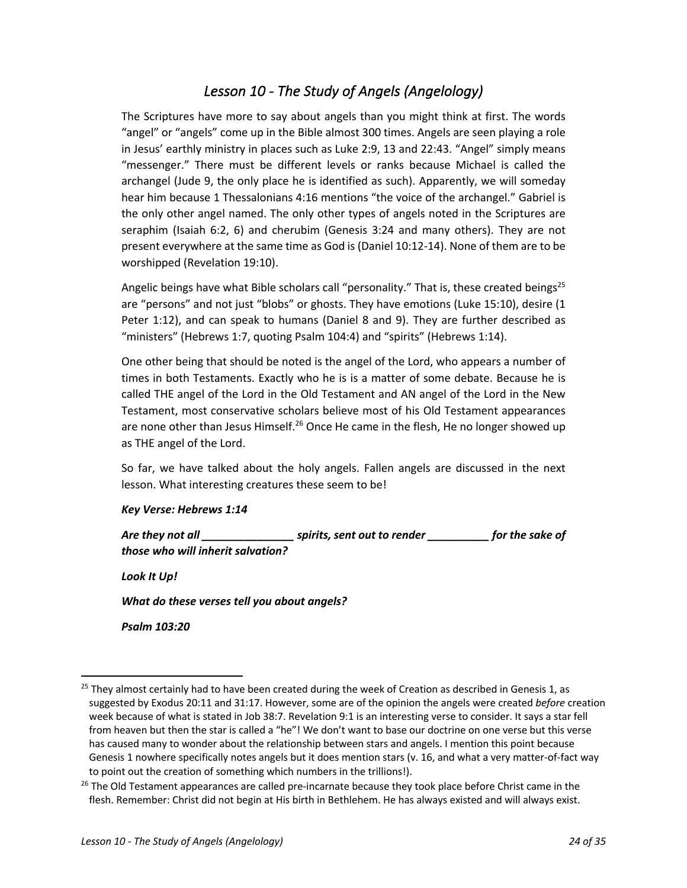# *Lesson 10 - The Study of Angels (Angelology)*

The Scriptures have more to say about angels than you might think at first. The words "angel" or "angels" come up in the Bible almost 300 times. Angels are seen playing a role in Jesus' earthly ministry in places such as Luke 2:9, 13 and 22:43. "Angel" simply means "messenger." There must be different levels or ranks because Michael is called the archangel (Jude 9, the only place he is identified as such). Apparently, we will someday hear him because 1 Thessalonians 4:16 mentions "the voice of the archangel." Gabriel is the only other angel named. The only other types of angels noted in the Scriptures are seraphim (Isaiah 6:2, 6) and cherubim (Genesis 3:24 and many others). They are not present everywhere at the same time as God is (Daniel 10:12-14). None of them are to be worshipped (Revelation 19:10).

Angelic beings have what Bible scholars call "personality." That is, these created beings[25] are "persons" and not just "blobs" or ghosts. They have emotions (Luke 15:10), desire (1 Peter 1:12), and can speak to humans (Daniel 8 and 9). They are further described as "ministers" (Hebrews 1:7, quoting Psalm 104:4) and "spirits" (Hebrews 1:14).

One other being that should be noted is the angel of the Lord, who appears a number of times in both Testaments. Exactly who he is is a matter of some debate. Because he is called THE angel of the Lord in the Old Testament and AN angel of the Lord in the New Testament, most conservative scholars believe most of his Old Testament appearances are none other than Jesus Himself.[26] Once He came in the flesh, He no longer showed up as THE angel of the Lord.

So far, we have talked about the holy angels. Fallen angels are discussed in the next lesson. What interesting creatures these seem to be!

***Key Verse: Hebrews 1:14***

***Are they not all _______________ spirits, sent out to render __________ for the sake of those who will inherit salvation?***

***Look It Up!***

***What do these verses tell you about angels?***

***Psalm 103:20***

---

[25] They almost certainly had to have been created during the week of Creation as described in Genesis 1, as suggested by Exodus 20:11 and 31:17. However, some are of the opinion the angels were created *before* creation week because of what is stated in Job 38:7. Revelation 9:1 is an interesting verse to consider. It says a star fell from heaven but then the star is called a "he"! We don't want to base our doctrine on one verse but this verse has caused many to wonder about the relationship between stars and angels. I mention this point because Genesis 1 nowhere specifically notes angels but it does mention stars (v. 16, and what a very matter-of-fact way to point out the creation of something which numbers in the trillions!).

[26] The Old Testament appearances are called pre-incarnate because they took place before Christ came in the flesh. Remember: Christ did not begin at His birth in Bethlehem. He has always existed and will always exist.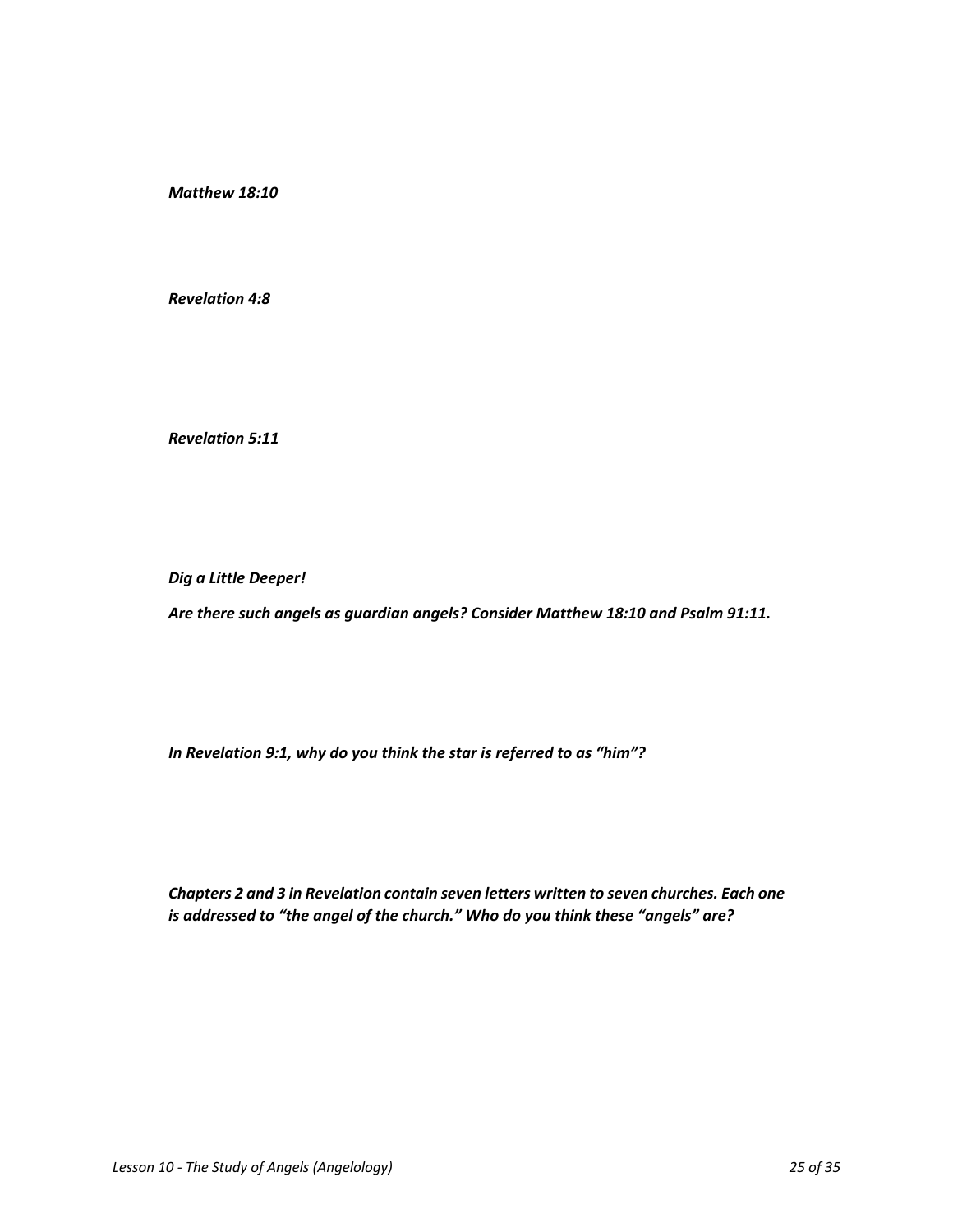***Matthew 18:10***

***Revelation 4:8***

***Revelation 5:11***

***Dig a Little Deeper!***

***Are there such angels as guardian angels? Consider Matthew 18:10 and Psalm 91:11.***

***In Revelation 9:1, why do you think the star is referred to as "him"?***

***Chapters 2 and 3 in Revelation contain seven letters written to seven churches. Each one is addressed to "the angel of the church." Who do you think these "angels" are?***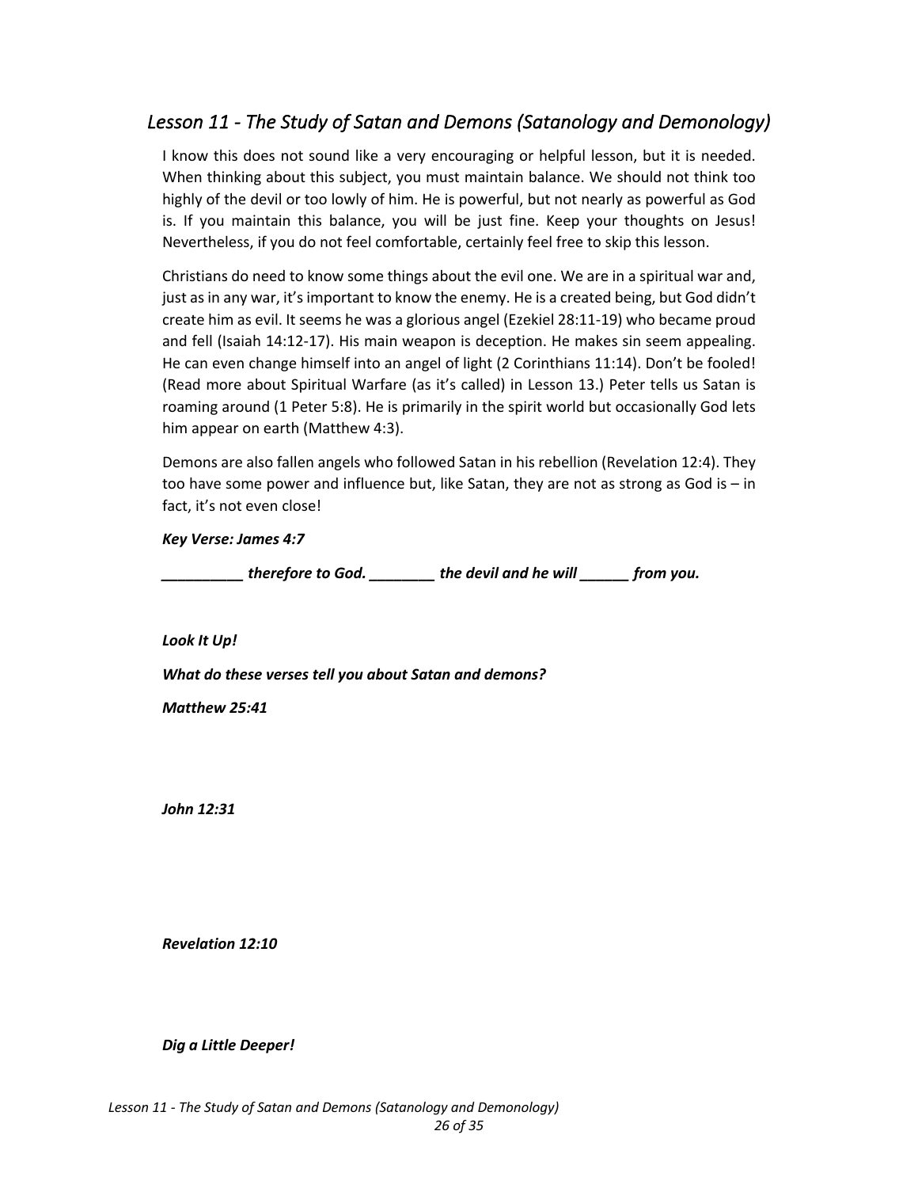## *Lesson 11 - The Study of Satan and Demons (Satanology and Demonology)*

I know this does not sound like a very encouraging or helpful lesson, but it is needed. When thinking about this subject, you must maintain balance. We should not think too highly of the devil or too lowly of him. He is powerful, but not nearly as powerful as God is. If you maintain this balance, you will be just fine. Keep your thoughts on Jesus! Nevertheless, if you do not feel comfortable, certainly feel free to skip this lesson.

Christians do need to know some things about the evil one. We are in a spiritual war and, just as in any war, it's important to know the enemy. He is a created being, but God didn't create him as evil. It seems he was a glorious angel (Ezekiel 28:11-19) who became proud and fell (Isaiah 14:12-17). His main weapon is deception. He makes sin seem appealing. He can even change himself into an angel of light (2 Corinthians 11:14). Don't be fooled! (Read more about Spiritual Warfare (as it's called) in Lesson 13.) Peter tells us Satan is roaming around (1 Peter 5:8). He is primarily in the spirit world but occasionally God lets him appear on earth (Matthew 4:3).

Demons are also fallen angels who followed Satan in his rebellion (Revelation 12:4). They too have some power and influence but, like Satan, they are not as strong as God is – in fact, it's not even close!

***Key Verse: James 4:7***

***__________ therefore to God. ________ the devil and he will ______ from you.***

***Look It Up!***

***What do these verses tell you about Satan and demons?***

***Matthew 25:41***

***John 12:31***

***Revelation 12:10***

***Dig a Little Deeper!***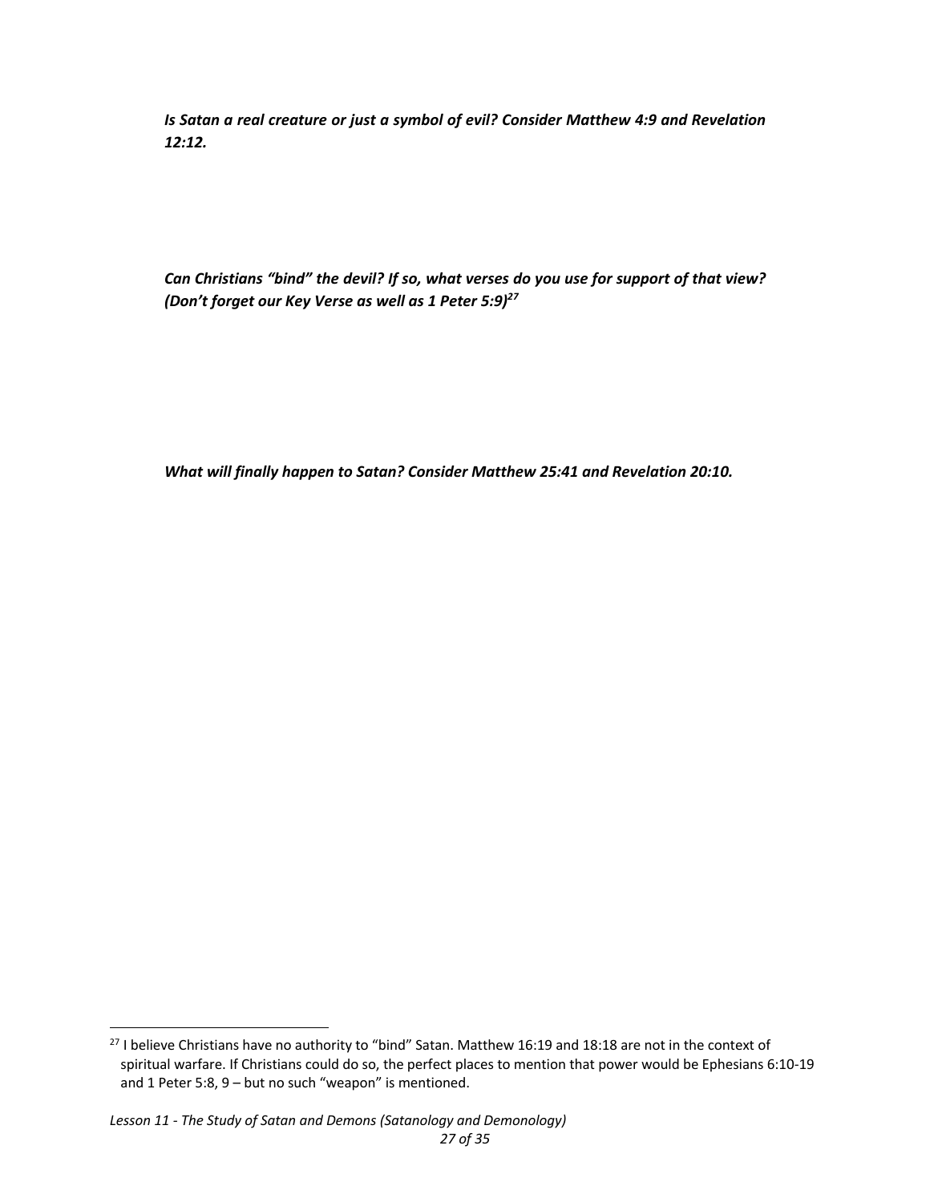***Is Satan a real creature or just a symbol of evil? Consider Matthew 4:9 and Revelation 12:12.***

***Can Christians "bind" the devil? If so, what verses do you use for support of that view? (Don't forget our Key Verse as well as 1 Peter 5:9)[27]***

***What will finally happen to Satan? Consider Matthew 25:41 and Revelation 20:10.***

---

[27] I believe Christians have no authority to "bind" Satan. Matthew 16:19 and 18:18 are not in the context of spiritual warfare. If Christians could do so, the perfect places to mention that power would be Ephesians 6:10-19 and 1 Peter 5:8, 9 – but no such "weapon" is mentioned.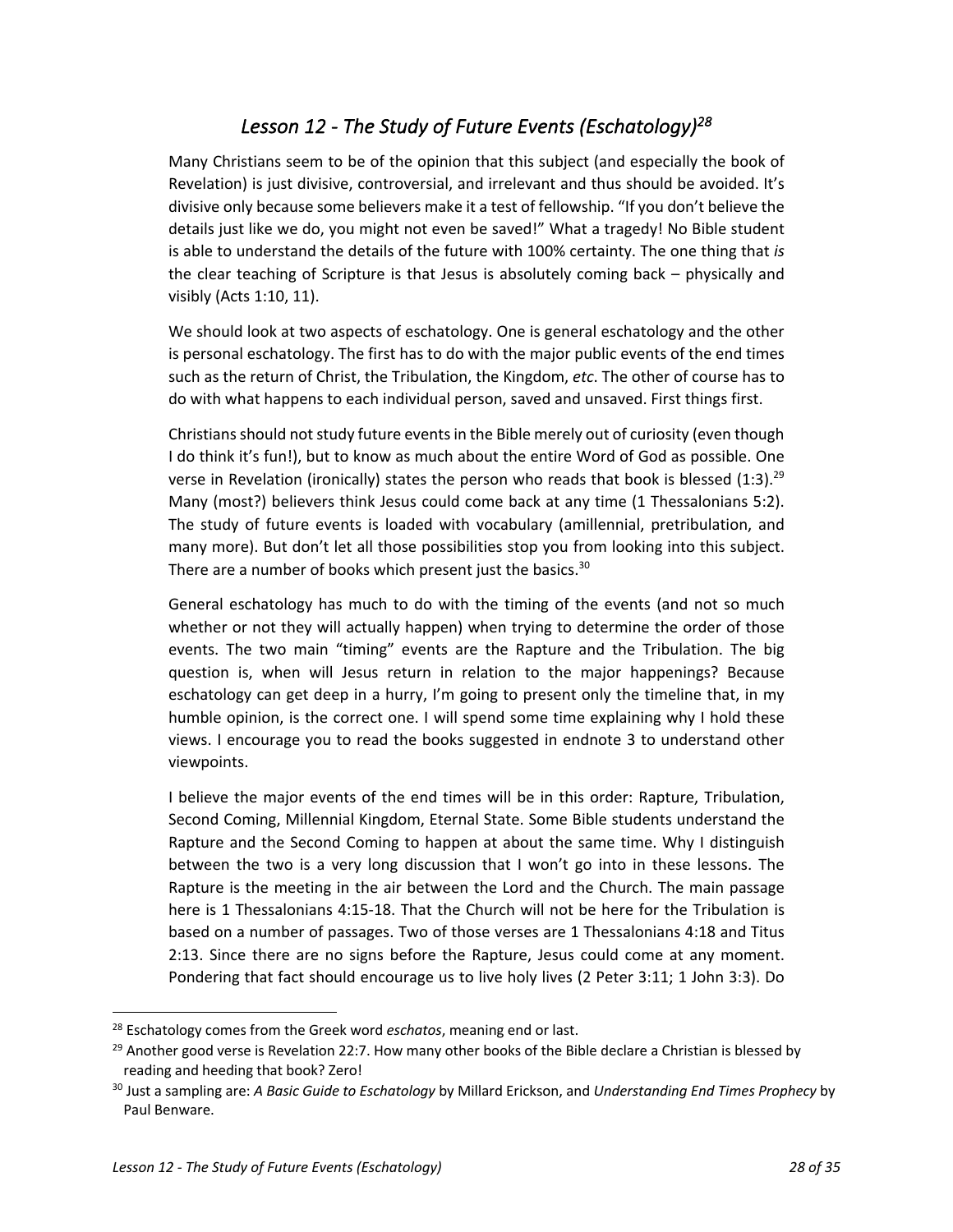# *Lesson 12 - The Study of Future Events (Eschatology)*[28]

Many Christians seem to be of the opinion that this subject (and especially the book of Revelation) is just divisive, controversial, and irrelevant and thus should be avoided. It's divisive only because some believers make it a test of fellowship. "If you don't believe the details just like we do, you might not even be saved!" What a tragedy! No Bible student is able to understand the details of the future with 100% certainty. The one thing that *is* the clear teaching of Scripture is that Jesus is absolutely coming back – physically and visibly (Acts 1:10, 11).

We should look at two aspects of eschatology. One is general eschatology and the other is personal eschatology. The first has to do with the major public events of the end times such as the return of Christ, the Tribulation, the Kingdom, *etc*. The other of course has to do with what happens to each individual person, saved and unsaved. First things first.

Christians should not study future events in the Bible merely out of curiosity (even though I do think it's fun!), but to know as much about the entire Word of God as possible. One verse in Revelation (ironically) states the person who reads that book is blessed (1:3).[29] Many (most?) believers think Jesus could come back at any time (1 Thessalonians 5:2). The study of future events is loaded with vocabulary (amillennial, pretribulation, and many more). But don't let all those possibilities stop you from looking into this subject. There are a number of books which present just the basics.[30]

General eschatology has much to do with the timing of the events (and not so much whether or not they will actually happen) when trying to determine the order of those events. The two main "timing" events are the Rapture and the Tribulation. The big question is, when will Jesus return in relation to the major happenings? Because eschatology can get deep in a hurry, I'm going to present only the timeline that, in my humble opinion, is the correct one. I will spend some time explaining why I hold these views. I encourage you to read the books suggested in endnote 3 to understand other viewpoints.

I believe the major events of the end times will be in this order: Rapture, Tribulation, Second Coming, Millennial Kingdom, Eternal State. Some Bible students understand the Rapture and the Second Coming to happen at about the same time. Why I distinguish between the two is a very long discussion that I won't go into in these lessons. The Rapture is the meeting in the air between the Lord and the Church. The main passage here is 1 Thessalonians 4:15-18. That the Church will not be here for the Tribulation is based on a number of passages. Two of those verses are 1 Thessalonians 4:18 and Titus 2:13. Since there are no signs before the Rapture, Jesus could come at any moment. Pondering that fact should encourage us to live holy lives (2 Peter 3:11; 1 John 3:3). Do

---

[28] Eschatology comes from the Greek word *eschatos*, meaning end or last.

[29] Another good verse is Revelation 22:7. How many other books of the Bible declare a Christian is blessed by reading and heeding that book? Zero!

[30] Just a sampling are: *A Basic Guide to Eschatology* by Millard Erickson, and *Understanding End Times Prophecy* by Paul Benware.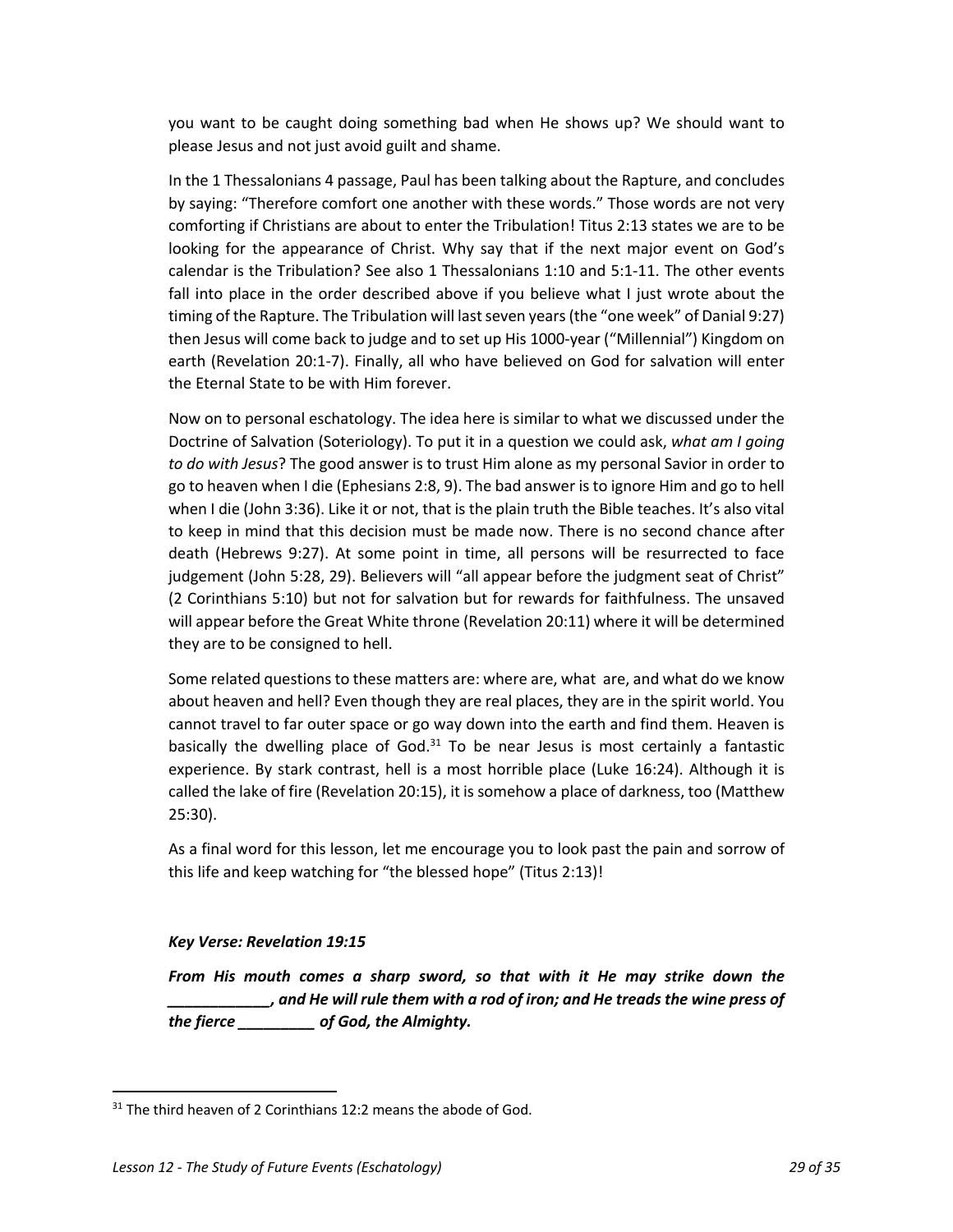you want to be caught doing something bad when He shows up? We should want to please Jesus and not just avoid guilt and shame.

In the 1 Thessalonians 4 passage, Paul has been talking about the Rapture, and concludes by saying: "Therefore comfort one another with these words." Those words are not very comforting if Christians are about to enter the Tribulation! Titus 2:13 states we are to be looking for the appearance of Christ. Why say that if the next major event on God's calendar is the Tribulation? See also 1 Thessalonians 1:10 and 5:1-11. The other events fall into place in the order described above if you believe what I just wrote about the timing of the Rapture. The Tribulation will last seven years (the "one week" of Danial 9:27) then Jesus will come back to judge and to set up His 1000-year ("Millennial") Kingdom on earth (Revelation 20:1-7). Finally, all who have believed on God for salvation will enter the Eternal State to be with Him forever.

Now on to personal eschatology. The idea here is similar to what we discussed under the Doctrine of Salvation (Soteriology). To put it in a question we could ask, *what am I going to do with Jesus*? The good answer is to trust Him alone as my personal Savior in order to go to heaven when I die (Ephesians 2:8, 9). The bad answer is to ignore Him and go to hell when I die (John 3:36). Like it or not, that is the plain truth the Bible teaches. It's also vital to keep in mind that this decision must be made now. There is no second chance after death (Hebrews 9:27). At some point in time, all persons will be resurrected to face judgement (John 5:28, 29). Believers will "all appear before the judgment seat of Christ" (2 Corinthians 5:10) but not for salvation but for rewards for faithfulness. The unsaved will appear before the Great White throne (Revelation 20:11) where it will be determined they are to be consigned to hell.

Some related questions to these matters are: where are, what are, and what do we know about heaven and hell? Even though they are real places, they are in the spirit world. You cannot travel to far outer space or go way down into the earth and find them. Heaven is basically the dwelling place of God.[31] To be near Jesus is most certainly a fantastic experience. By stark contrast, hell is a most horrible place (Luke 16:24). Although it is called the lake of fire (Revelation 20:15), it is somehow a place of darkness, too (Matthew 25:30).

As a final word for this lesson, let me encourage you to look past the pain and sorrow of this life and keep watching for "the blessed hope" (Titus 2:13)!

***Key Verse: Revelation 19:15***

***From His mouth comes a sharp sword, so that with it He may strike down the \_\_\_\_\_\_\_\_\_\_\_\_, and He will rule them with a rod of iron; and He treads the wine press of the fierce \_\_\_\_\_\_\_\_\_ of God, the Almighty.***

---

[31] The third heaven of 2 Corinthians 12:2 means the abode of God.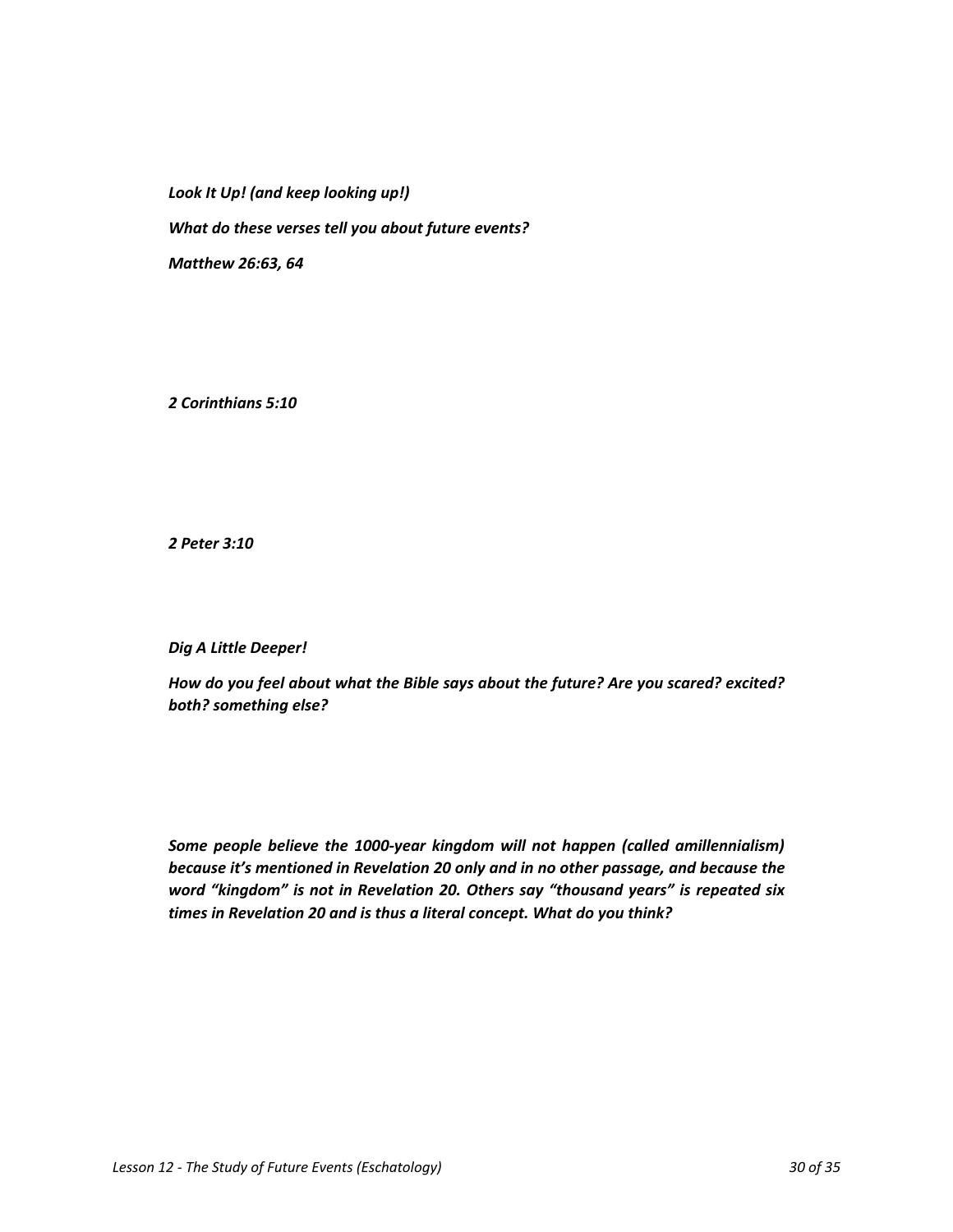***Look It Up! (and keep looking up!)***

***What do these verses tell you about future events?***

***Matthew 26:63, 64***

***2 Corinthians 5:10***

***2 Peter 3:10***

***Dig A Little Deeper!***

***How do you feel about what the Bible says about the future? Are you scared? excited? both? something else?***

***Some people believe the 1000-year kingdom will not happen (called amillennialism) because it's mentioned in Revelation 20 only and in no other passage, and because the word "kingdom" is not in Revelation 20. Others say "thousand years" is repeated six times in Revelation 20 and is thus a literal concept. What do you think?***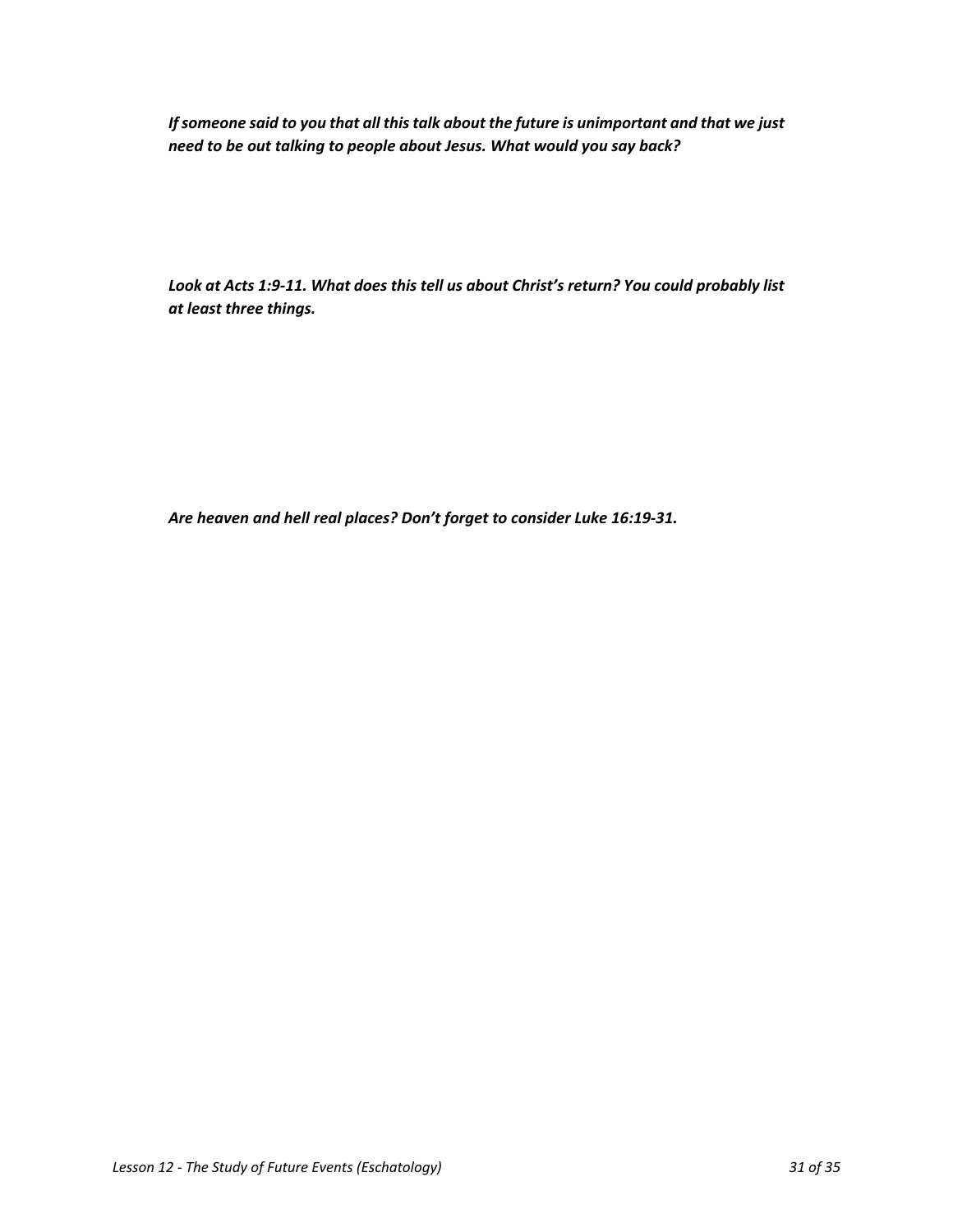***If someone said to you that all this talk about the future is unimportant and that we just need to be out talking to people about Jesus. What would you say back?***

***Look at Acts 1:9-11. What does this tell us about Christ's return? You could probably list at least three things.***

***Are heaven and hell real places? Don't forget to consider Luke 16:19-31.***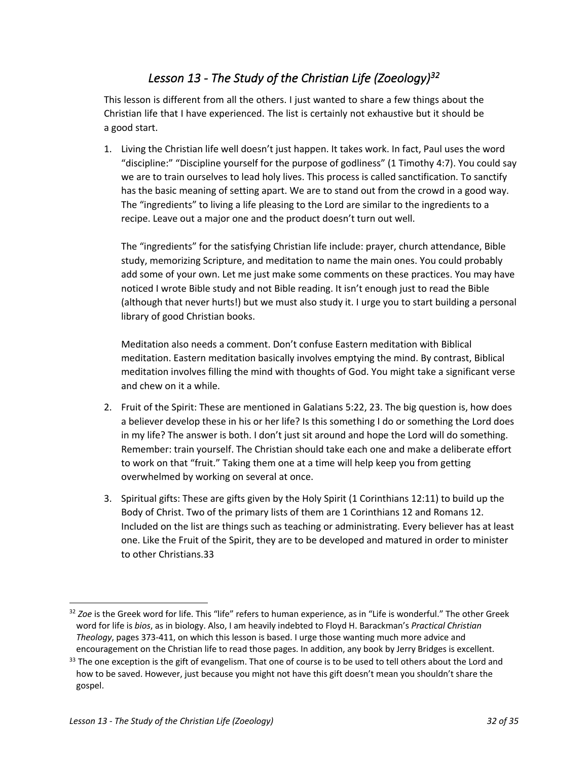## *Lesson 13 - The Study of the Christian Life (Zoeology)*[32]

This lesson is different from all the others. I just wanted to share a few things about the Christian life that I have experienced. The list is certainly not exhaustive but it should be a good start.

1. Living the Christian life well doesn't just happen. It takes work. In fact, Paul uses the word "discipline:" "Discipline yourself for the purpose of godliness" (1 Timothy 4:7). You could say we are to train ourselves to lead holy lives. This process is called sanctification. To sanctify has the basic meaning of setting apart. We are to stand out from the crowd in a good way. The "ingredients" to living a life pleasing to the Lord are similar to the ingredients to a recipe. Leave out a major one and the product doesn't turn out well.

   The "ingredients" for the satisfying Christian life include: prayer, church attendance, Bible study, memorizing Scripture, and meditation to name the main ones. You could probably add some of your own. Let me just make some comments on these practices. You may have noticed I wrote Bible study and not Bible reading. It isn't enough just to read the Bible (although that never hurts!) but we must also study it. I urge you to start building a personal library of good Christian books.

   Meditation also needs a comment. Don't confuse Eastern meditation with Biblical meditation. Eastern meditation basically involves emptying the mind. By contrast, Biblical meditation involves filling the mind with thoughts of God. You might take a significant verse and chew on it a while.

2. Fruit of the Spirit: These are mentioned in Galatians 5:22, 23. The big question is, how does a believer develop these in his or her life? Is this something I do or something the Lord does in my life? The answer is both. I don't just sit around and hope the Lord will do something. Remember: train yourself. The Christian should take each one and make a deliberate effort to work on that "fruit." Taking them one at a time will help keep you from getting overwhelmed by working on several at once.

3. Spiritual gifts: These are gifts given by the Holy Spirit (1 Corinthians 12:11) to build up the Body of Christ. Two of the primary lists of them are 1 Corinthians 12 and Romans 12. Included on the list are things such as teaching or administrating. Every believer has at least one. Like the Fruit of the Spirit, they are to be developed and matured in order to minister to other Christians.33

---

[32] *Zoe* is the Greek word for life. This "life" refers to human experience, as in "Life is wonderful." The other Greek word for life is *bios*, as in biology. Also, I am heavily indebted to Floyd H. Barackman's *Practical Christian Theology*, pages 373-411, on which this lesson is based. I urge those wanting much more advice and encouragement on the Christian life to read those pages. In addition, any book by Jerry Bridges is excellent.

[33] The one exception is the gift of evangelism. That one of course is to be used to tell others about the Lord and how to be saved. However, just because you might not have this gift doesn't mean you shouldn't share the gospel.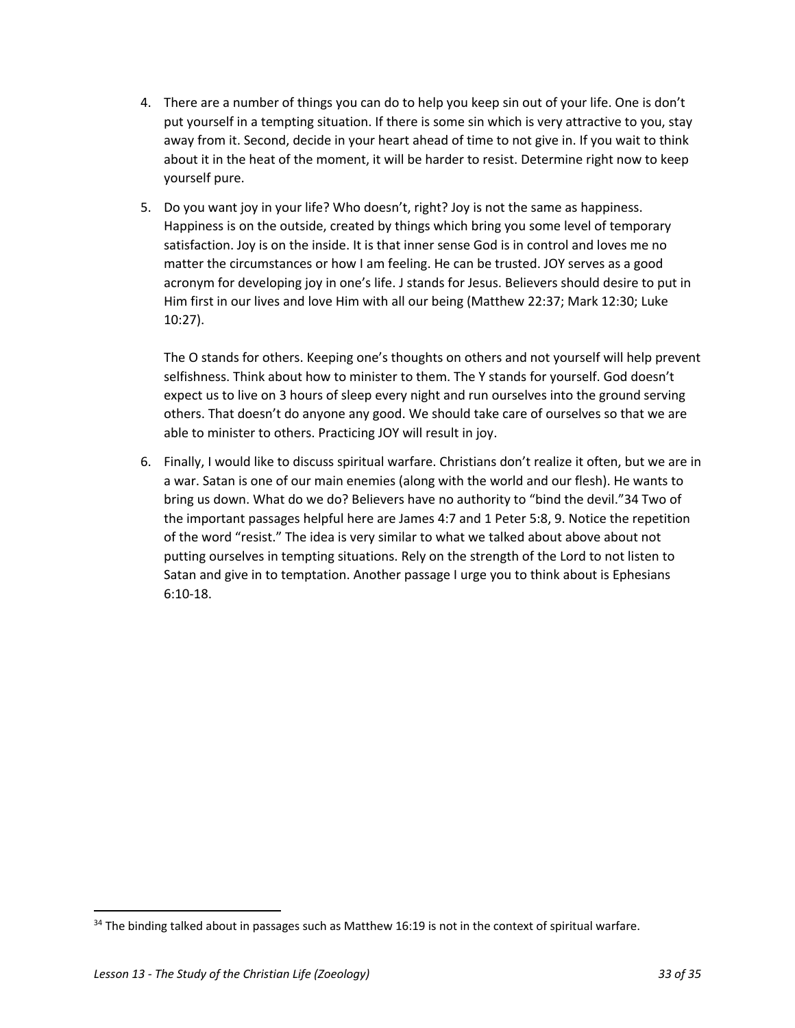4. There are a number of things you can do to help you keep sin out of your life. One is don't put yourself in a tempting situation. If there is some sin which is very attractive to you, stay away from it. Second, decide in your heart ahead of time to not give in. If you wait to think about it in the heat of the moment, it will be harder to resist. Determine right now to keep yourself pure.

5. Do you want joy in your life? Who doesn't, right? Joy is not the same as happiness. Happiness is on the outside, created by things which bring you some level of temporary satisfaction. Joy is on the inside. It is that inner sense God is in control and loves me no matter the circumstances or how I am feeling. He can be trusted. JOY serves as a good acronym for developing joy in one's life. J stands for Jesus. Believers should desire to put in Him first in our lives and love Him with all our being (Matthew 22:37; Mark 12:30; Luke 10:27).

   The O stands for others. Keeping one's thoughts on others and not yourself will help prevent selfishness. Think about how to minister to them. The Y stands for yourself. God doesn't expect us to live on 3 hours of sleep every night and run ourselves into the ground serving others. That doesn't do anyone any good. We should take care of ourselves so that we are able to minister to others. Practicing JOY will result in joy.

6. Finally, I would like to discuss spiritual warfare. Christians don't realize it often, but we are in a war. Satan is one of our main enemies (along with the world and our flesh). He wants to bring us down. What do we do? Believers have no authority to "bind the devil."[34] Two of the important passages helpful here are James 4:7 and 1 Peter 5:8, 9. Notice the repetition of the word "resist." The idea is very similar to what we talked about above about not putting ourselves in tempting situations. Rely on the strength of the Lord to not listen to Satan and give in to temptation. Another passage I urge you to think about is Ephesians 6:10-18.

---

[34] The binding talked about in passages such as Matthew 16:19 is not in the context of spiritual warfare.